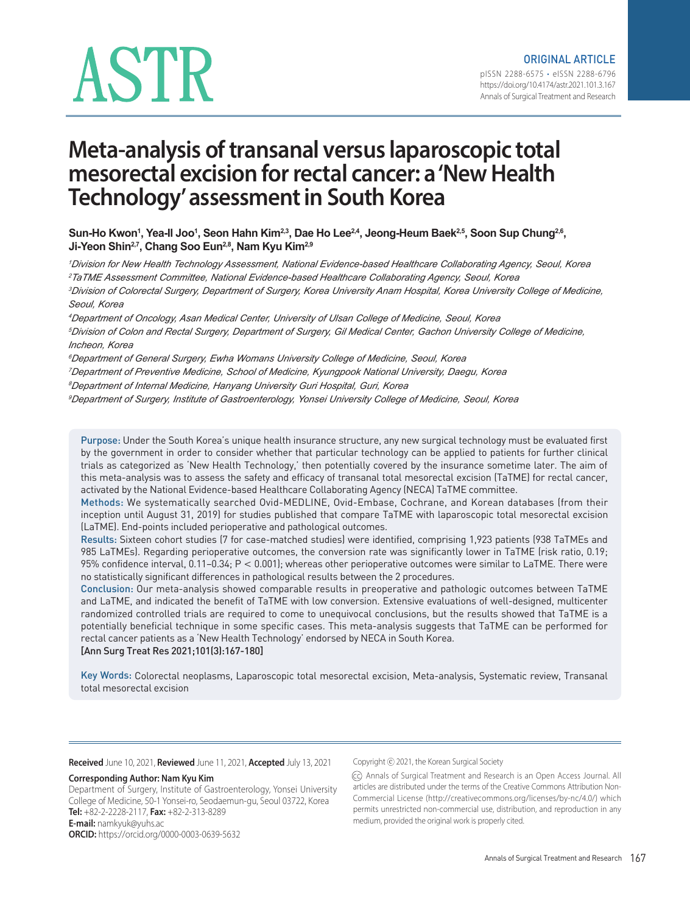ORIGINAL ARTICLE

pISSN 2288-6575 • eISSN 2288-6796
https://doi.org/10.4174/astr.2021.101.3.167
Annals of Surgical Treatment and Research

# Meta-analysis of transanal versus laparoscopic total mesorectal excision for rectal cancer: a 'New Health Technology' assessment in South Korea

**Sun-Ho Kwon[1], Yea-Il Joo[1], Seon Hahn Kim[2,3], Dae Ho Lee[2,4], Jeong-Heum Baek[2,5], Soon Sup Chung[2,6], Ji-Yeon Shin[2,7], Chang Soo Eun[2,8], Nam Kyu Kim[2,9]**

[1]*Division for New Health Technology Assessment, National Evidence-based Healthcare Collaborating Agency, Seoul, Korea*
[2]*TaTME Assessment Committee, National Evidence-based Healthcare Collaborating Agency, Seoul, Korea*
[3]*Division of Colorectal Surgery, Department of Surgery, Korea University Anam Hospital, Korea University College of Medicine, Seoul, Korea*
[4]*Department of Oncology, Asan Medical Center, University of Ulsan College of Medicine, Seoul, Korea*
[5]*Division of Colon and Rectal Surgery, Department of Surgery, Gil Medical Center, Gachon University College of Medicine, Incheon, Korea*
[6]*Department of General Surgery, Ewha Womans University College of Medicine, Seoul, Korea*
[7]*Department of Preventive Medicine, School of Medicine, Kyungpook National University, Daegu, Korea*
[8]*Department of Internal Medicine, Hanyang University Guri Hospital, Guri, Korea*
[9]*Department of Surgery, Institute of Gastroenterology, Yonsei University College of Medicine, Seoul, Korea*

**Purpose:** Under the South Korea's unique health insurance structure, any new surgical technology must be evaluated first by the government in order to consider whether that particular technology can be applied to patients for further clinical trials as categorized as 'New Health Technology,' then potentially covered by the insurance sometime later. The aim of this meta-analysis was to assess the safety and efficacy of transanal total mesorectal excision (TaTME) for rectal cancer, activated by the National Evidence-based Healthcare Collaborating Agency (NECA) TaTME committee.

**Methods:** We systematically searched Ovid-MEDLINE, Ovid-Embase, Cochrane, and Korean databases (from their inception until August 31, 2019) for studies published that compare TaTME with laparoscopic total mesorectal excision (LaTME). End-points included perioperative and pathological outcomes.

**Results:** Sixteen cohort studies (7 for case-matched studies) were identified, comprising 1,923 patients (938 TaTMEs and 985 LaTMEs). Regarding perioperative outcomes, the conversion rate was significantly lower in TaTME (risk ratio, 0.19; 95% confidence interval, 0.11–0.34; $P < 0.001$); whereas other perioperative outcomes were similar to LaTME. There were no statistically significant differences in pathological results between the 2 procedures.

**Conclusion:** Our meta-analysis showed comparable results in preoperative and pathologic outcomes between TaTME and LaTME, and indicated the benefit of TaTME with low conversion. Extensive evaluations of well-designed, multicenter randomized controlled trials are required to come to unequivocal conclusions, but the results showed that TaTME is a potentially beneficial technique in some specific cases. This meta-analysis suggests that TaTME can be performed for rectal cancer patients as a 'New Health Technology' endorsed by NECA in South Korea.

**[Ann Surg Treat Res 2021;101(3):167-180]**

**Key Words:** Colorectal neoplasms, Laparoscopic total mesorectal excision, Meta-analysis, Systematic review, Transanal total mesorectal excision

**Received** June 10, 2021, **Reviewed** June 11, 2021, **Accepted** July 13, 2021

**Corresponding Author: Nam Kyu Kim**
Department of Surgery, Institute of Gastroenterology, Yonsei University College of Medicine, 50-1 Yonsei-ro, Seodaemun-gu, Seoul 03722, Korea
**Tel:** +82-2-2228-2117, **Fax:** +82-2-313-8289
**E-mail:** namkyuk@yuhs.ac
**ORCID:** https://orcid.org/0000-0003-0639-5632

Copyright © 2021, the Korean Surgical Society

Ⓒ Annals of Surgical Treatment and Research is an Open Access Journal. All articles are distributed under the terms of the Creative Commons Attribution Non-Commercial License (http://creativecommons.org/licenses/by-nc/4.0/) which permits unrestricted non-commercial use, distribution, and reproduction in any medium, provided the original work is properly cited.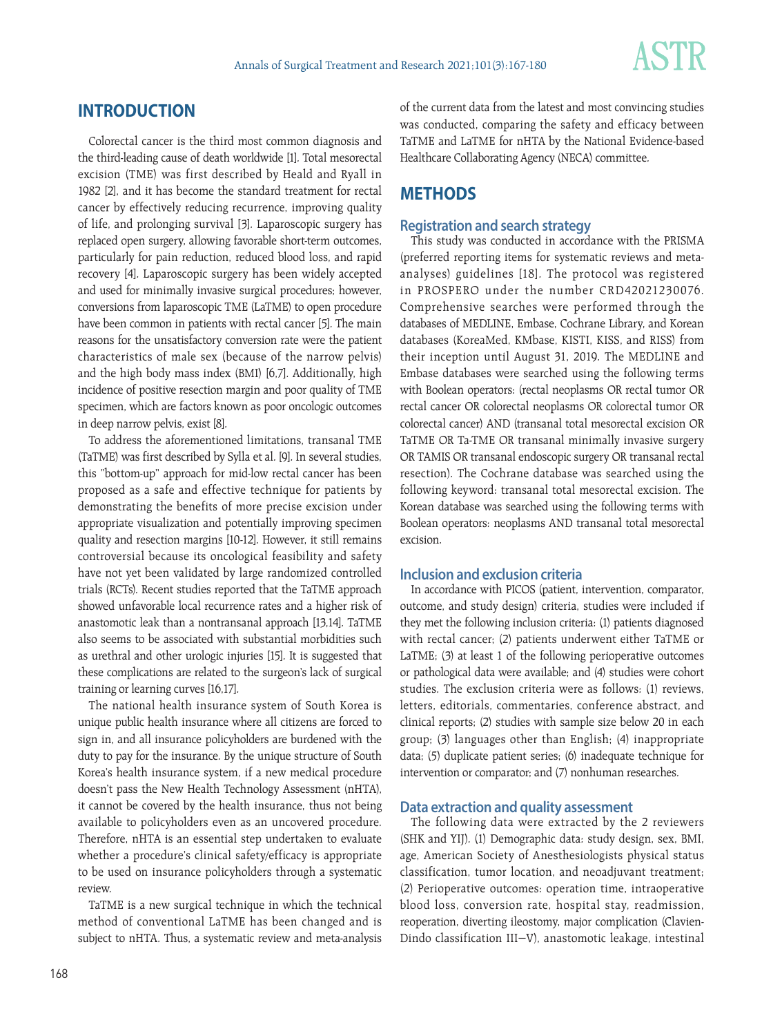## INTRODUCTION

Colorectal cancer is the third most common diagnosis and the third-leading cause of death worldwide [1]. Total mesorectal excision (TME) was first described by Heald and Ryall in 1982 [2], and it has become the standard treatment for rectal cancer by effectively reducing recurrence, improving quality of life, and prolonging survival [3]. Laparoscopic surgery has replaced open surgery, allowing favorable short-term outcomes, particularly for pain reduction, reduced blood loss, and rapid recovery [4]. Laparoscopic surgery has been widely accepted and used for minimally invasive surgical procedures; however, conversions from laparoscopic TME (LaTME) to open procedure have been common in patients with rectal cancer [5]. The main reasons for the unsatisfactory conversion rate were the patient characteristics of male sex (because of the narrow pelvis) and the high body mass index (BMI) [6,7]. Additionally, high incidence of positive resection margin and poor quality of TME specimen, which are factors known as poor oncologic outcomes in deep narrow pelvis, exist [8].

To address the aforementioned limitations, transanal TME (TaTME) was first described by Sylla et al. [9]. In several studies, this "bottom-up" approach for mid-low rectal cancer has been proposed as a safe and effective technique for patients by demonstrating the benefits of more precise excision under appropriate visualization and potentially improving specimen quality and resection margins [10-12]. However, it still remains controversial because its oncological feasibility and safety have not yet been validated by large randomized controlled trials (RCTs). Recent studies reported that the TaTME approach showed unfavorable local recurrence rates and a higher risk of anastomotic leak than a nontransanal approach [13,14]. TaTME also seems to be associated with substantial morbidities such as urethral and other urologic injuries [15]. It is suggested that these complications are related to the surgeon's lack of surgical training or learning curves [16,17].

The national health insurance system of South Korea is unique public health insurance where all citizens are forced to sign in, and all insurance policyholders are burdened with the duty to pay for the insurance. By the unique structure of South Korea's health insurance system, if a new medical procedure doesn't pass the New Health Technology Assessment (nHTA), it cannot be covered by the health insurance, thus not being available to policyholders even as an uncovered procedure. Therefore, nHTA is an essential step undertaken to evaluate whether a procedure's clinical safety/efficacy is appropriate to be used on insurance policyholders through a systematic review.

TaTME is a new surgical technique in which the technical method of conventional LaTME has been changed and is subject to nHTA. Thus, a systematic review and meta-analysis of the current data from the latest and most convincing studies was conducted, comparing the safety and efficacy between TaTME and LaTME for nHTA by the National Evidence-based Healthcare Collaborating Agency (NECA) committee.

## METHODS

### Registration and search strategy

This study was conducted in accordance with the PRISMA (preferred reporting items for systematic reviews and meta-analyses) guidelines [18]. The protocol was registered in PROSPERO under the number CRD42021230076. Comprehensive searches were performed through the databases of MEDLINE, Embase, Cochrane Library, and Korean databases (KoreaMed, KMbase, KISTI, KISS, and RISS) from their inception until August 31, 2019. The MEDLINE and Embase databases were searched using the following terms with Boolean operators: (rectal neoplasms OR rectal tumor OR rectal cancer OR colorectal neoplasms OR colorectal tumor OR colorectal cancer) AND (transanal total mesorectal excision OR TaTME OR Ta-TME OR transanal minimally invasive surgery OR TAMIS OR transanal endoscopic surgery OR transanal rectal resection). The Cochrane database was searched using the following keyword: transanal total mesorectal excision. The Korean database was searched using the following terms with Boolean operators: neoplasms AND transanal total mesorectal excision.

### Inclusion and exclusion criteria

In accordance with PICOS (patient, intervention, comparator, outcome, and study design) criteria, studies were included if they met the following inclusion criteria: (1) patients diagnosed with rectal cancer; (2) patients underwent either TaTME or LaTME; (3) at least 1 of the following perioperative outcomes or pathological data were available; and (4) studies were cohort studies. The exclusion criteria were as follows: (1) reviews, letters, editorials, commentaries, conference abstract, and clinical reports; (2) studies with sample size below 20 in each group; (3) languages other than English; (4) inappropriate data; (5) duplicate patient series; (6) inadequate technique for intervention or comparator; and (7) nonhuman researches.

### Data extraction and quality assessment

The following data were extracted by the 2 reviewers (SHK and YIJ). (1) Demographic data: study design, sex, BMI, age, American Society of Anesthesiologists physical status classification, tumor location, and neoadjuvant treatment; (2) Perioperative outcomes: operation time, intraoperative blood loss, conversion rate, hospital stay, readmission, reoperation, diverting ileostomy, major complication (Clavien-Dindo classification III–V), anastomotic leakage, intestinal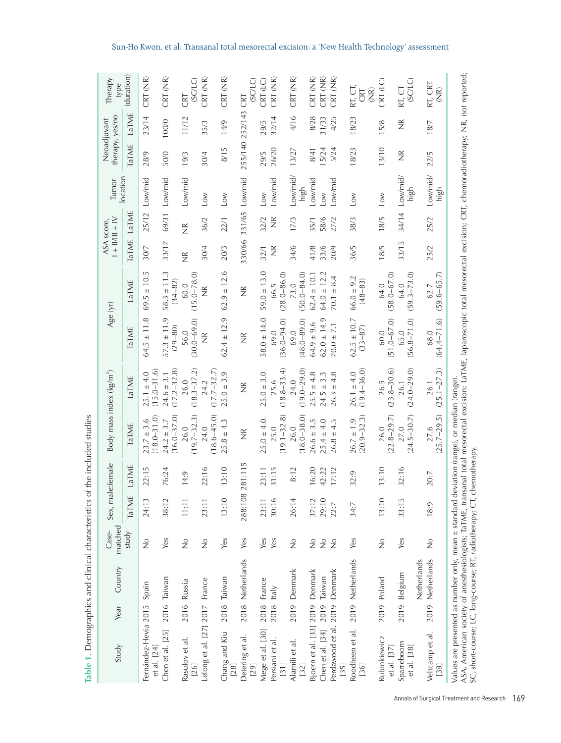**Table 1.** Demographics and clinical characteristics of the included studies

| Study | Year | Country | Case-matched study | Sex, male:female | | Body mass index (kg/m$^2$) | | Age (yr) | | ASA score, I + II/III + IV | | Tumor location | Neoadjuvant therapy, yes/no | | Therapy type (duration) |
|---|---|---|---|---|---|---|---|---|---|---|---|---|---|---|---|
| | | | | TaTME | LaTME | TaTME | LaTME | TaTME | LaTME | TaTME | LaTME | | TaTME | LaTME | |
| Fernández-Hevia et al. [24] | 2015 | Spain | No | 24:13 | 22:15 | 23.7 ± 3.6 (18.0–31.0) | 25.1 ± 4.0 (15.0–31.6) | 64.5 ± 11.8 | 69.5 ± 10.5 | 30/7 | 25/12 | Low/mid | 28/9 | 23/14 | CRT (NR) |
| Chen et al. [25] | 2016 | Taiwan | Yes | 38:12 | 76:24 | 24.2 ± 3.7 (16.0–37.0) | 24.6 ± 3.1 (17.2–32.8) | 57.3 ± 11.9 (29–80) | 58.3 ± 11.3 (34–82) | 33/17 | 69/31 | Low/mid | 50/0 | 100/0 | CRT (NR) |
| Rasulov et al. [26] | 2016 | Russia | No | 11:11 | 14:9 | 26.0 (19.7–32.3) | 26.0 (18.3–37.2) | 56.0 (30.0–69.0) | 60.0 (15.0–78.0) | NR | NR | Low/mid | 19/3 | 11/12 | CRT (SC/LC) |
| Lelong et al. [27] | 2017 | France | No | 23:11 | 22:16 | 24.0 (18.6–45.0) | 24.2 (17.7–32.7) | NR | NR | 30/4 | 36/2 | Low | 30/4 | 35/3 | CRT (NR) |
| Chang and Kiu [28] | 2018 | Taiwan | Yes | 13:10 | 13:10 | 25.8 ± 4.3 | 25.0 ± 3.9 | 62.4 ± 12.9 | 62.9 ± 12.6 | 20/3 | 22/1 | Low | 8/15 | 14/9 | CRT (NR) |
| Detering et al. [29] | 2018 | Netherlands | Yes | 288:108 | 281:115 | NR | NR | NR | NR | 330/66 | 331/65 | Low/mid | 255/140 | 252/143 | CRT (SC/LC) |
| Mege et al. [30] | 2018 | France | Yes | 23:11 | 23:11 | 25.0 ± 4.0 | 25.0 ± 3.0 | 58.0 ± 14.0 | 59.0 ± 13.0 | 32/1 | 32/2 | Low | 29/5 | 29/5 | CRT (LC) |
| Persiani et al. [31] | 2018 | Italy | Yes | 30:16 | 31:15 | 25.0 (19.1–32.8) | 25.6 (18.8–33.4) | 69.0 (36.0–94.0) | 66.5 (28.0–86.0) | NR | NR | Low/mid | 26/20 | 32/14 | CRT (NR) |
| Alamili et al. [32] | 2019 | Denmark | No | 26:14 | 8:12 | 26.0 (18.0–38.0) | 24.0 (19.0–29.0) | 69.0 (48.0–89.0) | 73.0 (50.0–84.0) | 34/6 | 17/3 | Low/mid/high | 13/27 | 4/16 | CRT (NR) |
| Bjoern et al. [33] | 2019 | Denmark | No | 37:12 | 16:20 | 26.6 ± 3.5 | 25.5 ± 4.8 | 64.9 ± 9.6 | 62.4 ± 10.1 | 41/8 | 35/1 | Low/mid | 8/41 | 8/28 | CRT (NR) |
| Chen et al. [34] | 2019 | Taiwan | No | 29:10 | 42:22 | 25.4 ± 4.0 | 24.5 ± 3.3 | 62.0 ± 14.9 | 64.0 ± 12.2 | 33/6 | 58/6 | Low | 15/24 | 31/33 | CRT (NR) |
| Perdawood et al. [35] | 2019 | Denmark | No | 22:7 | 17:12 | 26.8 ± 4.5 | 26.3 ± 4.8 | 70.0 ± 7.1 | 70.1 ± 8.4 | 20/9 | 27/2 | Low/mid | 5/24 | 4/25 | CRT (NR) |
| Roodbeen et al. [36] | 2019 | Netherlands | Yes | 34:7 | 32:9 | 26.7 ± 1.9 (20.9–32.3) | 26.1 ± 4.0 (19.4–36.0) | 62.5 ± 10.7 (33–87) | 66.0 ± 9.2 (48–83) | 36/5 | 38/3 | Low | 18/23 | 18/23 | RT, CT, CRT (NR) |
| Rubinkiewicz et al. [37] | 2019 | Poland | No | 13:10 | 13:10 | 26.0 (22.8–29.7) | 26.5 (23.8–30.6) | 60.0 (51.0–67.0) | 64.0 (58.0–67.0) | 18/5 | 18/5 | Low | 13/10 | 15/8 | CRT (LC) |
| Sparreboom et al. [38] | 2019 | Belgium Netherlands | Yes | 33:15 | 32:16 | 27.0 (24.5–30.7) | 26.1 (24.0–29.0) | 65.0 (56.8–71.0) | 64.0 (59.3–73.0) | 33/15 | 34/14 | Low/mid/high | NR | NR | RT, CT (SC/LC) |
| Veltcamp et al. [39] | 2019 | Netherlands | No | 18:9 | 20:7 | 27.6 (25.7–29.5) | 26.1 (25.1–27.3) | 68.0 (64.4–71.6) | 62.7 (59.6–65.7) | 25/2 | 25/2 | Low/mid/high | 22/5 | 18/7 | RT, CRT (NR) |

Values are presented as number only, mean ± standard deviation (range), or median (range).

ASA, American society of anesthesiologists; TaTME, transanal total mesorectal excision; LaTME, laparoscopic total mesorectal excision; CRT, chemoradiotherapy; NR, not reported; SC, short-course; LC, long-course; RT, radiotherapy; CT, chemotherapy.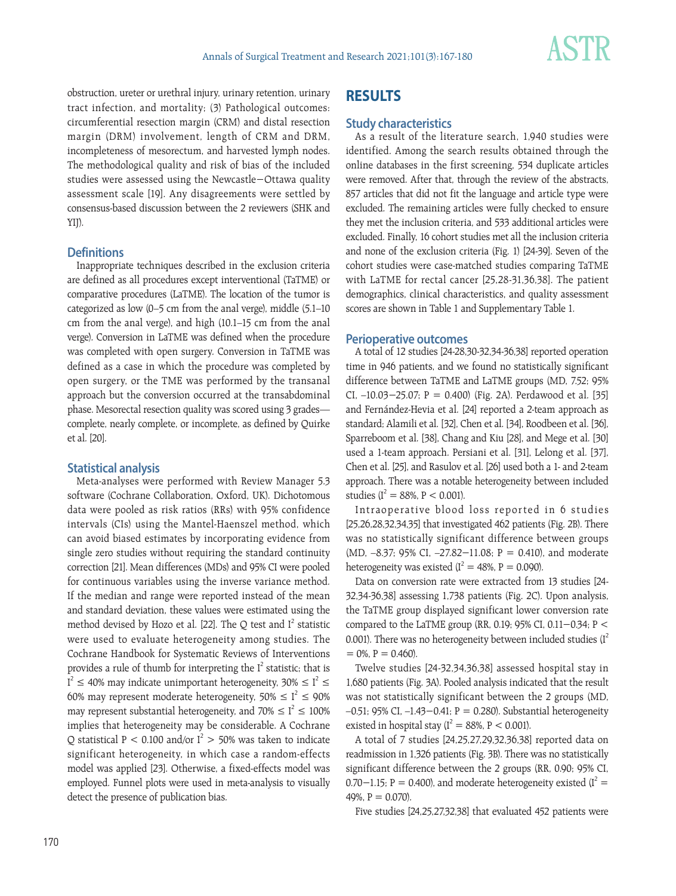obstruction, ureter or urethral injury, urinary retention, urinary tract infection, and mortality; (3) Pathological outcomes: circumferential resection margin (CRM) and distal resection margin (DRM) involvement, length of CRM and DRM, incompleteness of mesorectum, and harvested lymph nodes. The methodological quality and risk of bias of the included studies were assessed using the Newcastle–Ottawa quality assessment scale [19]. Any disagreements were settled by consensus-based discussion between the 2 reviewers (SHK and YIJ).

### Definitions

Inappropriate techniques described in the exclusion criteria are defined as all procedures except interventional (TaTME) or comparative procedures (LaTME). The location of the tumor is categorized as low (0–5 cm from the anal verge), middle (5.1–10 cm from the anal verge), and high (10.1–15 cm from the anal verge). Conversion in LaTME was defined when the procedure was completed with open surgery. Conversion in TaTME was defined as a case in which the procedure was completed by open surgery, or the TME was performed by the transanal approach but the conversion occurred at the transabdominal phase. Mesorectal resection quality was scored using 3 grades—complete, nearly complete, or incomplete, as defined by Quirke et al. [20].

### Statistical analysis

Meta-analyses were performed with Review Manager 5.3 software (Cochrane Collaboration, Oxford, UK). Dichotomous data were pooled as risk ratios (RRs) with 95% confidence intervals (CIs) using the Mantel-Haenszel method, which can avoid biased estimates by incorporating evidence from single zero studies without requiring the standard continuity correction [21]. Mean differences (MDs) and 95% CI were pooled for continuous variables using the inverse variance method. If the median and range were reported instead of the mean and standard deviation, these values were estimated using the method devised by Hozo et al. [22]. The Q test and $I^2$ statistic were used to evaluate heterogeneity among studies. The Cochrane Handbook for Systematic Reviews of Interventions provides a rule of thumb for interpreting the $I^2$ statistic; that is $I^2 \leq 40\%$ may indicate unimportant heterogeneity, $30\% \leq I^2 \leq 60\%$ may represent moderate heterogeneity, $50\% \leq I^2 \leq 90\%$ may represent substantial heterogeneity, and $70\% \leq I^2 \leq 100\%$ implies that heterogeneity may be considerable. A Cochrane Q statistical $P < 0.100$ and/or $I^2 > 50\%$ was taken to indicate significant heterogeneity, in which case a random-effects model was applied [23]. Otherwise, a fixed-effects model was employed. Funnel plots were used in meta-analysis to visually detect the presence of publication bias.

## RESULTS

### Study characteristics

As a result of the literature search, 1,940 studies were identified. Among the search results obtained through the online databases in the first screening, 534 duplicate articles were removed. After that, through the review of the abstracts, 857 articles that did not fit the language and article type were excluded. The remaining articles were fully checked to ensure they met the inclusion criteria, and 533 additional articles were excluded. Finally, 16 cohort studies met all the inclusion criteria and none of the exclusion criteria (Fig. 1) [24-39]. Seven of the cohort studies were case-matched studies comparing TaTME with LaTME for rectal cancer [25,28-31,36,38]. The patient demographics, clinical characteristics, and quality assessment scores are shown in Table 1 and Supplementary Table 1.

### Perioperative outcomes

A total of 12 studies [24-28,30-32,34-36,38] reported operation time in 946 patients, and we found no statistically significant difference between TaTME and LaTME groups (MD, 7.52; 95% CI, −10.03–25.07; P = 0.400) (Fig. 2A). Perdawood et al. [35] and Fernández-Hevia et al. [24] reported a 2-team approach as standard; Alamili et al. [32], Chen et al. [34], Roodbeen et al. [36], Sparreboom et al. [38], Chang and Kiu [28], and Mege et al. [30] used a 1-team approach. Persiani et al. [31], Lelong et al. [37], Chen et al. [25], and Rasulov et al. [26] used both a 1- and 2-team approach. There was a notable heterogeneity between included studies ($I^2 = 88\%$, $P < 0.001$).

Intraoperative blood loss reported in 6 studies [25,26,28,32,34,35] that investigated 462 patients (Fig. 2B). There was no statistically significant difference between groups (MD, −8.37; 95% CI, −27.82–11.08; P = 0.410), and moderate heterogeneity was existed ($I^2 = 48\%$, $P = 0.090$).

Data on conversion rate were extracted from 13 studies [24-32,34-36,38] assessing 1,738 patients (Fig. 2C). Upon analysis, the TaTME group displayed significant lower conversion rate compared to the LaTME group (RR, 0.19; 95% CI, 0.11–0.34; P < 0.001). There was no heterogeneity between included studies ($I^2 = 0\%$, $P = 0.460$).

Twelve studies [24-32,34,36,38] assessed hospital stay in 1,680 patients (Fig. 3A). Pooled analysis indicated that the result was not statistically significant between the 2 groups (MD, −0.51; 95% CI, −1.43–0.41; P = 0.280). Substantial heterogeneity existed in hospital stay ($I^2 = 88\%$, $P < 0.001$).

A total of 7 studies [24,25,27,29,32,36,38] reported data on readmission in 1,326 patients (Fig. 3B). There was no statistically significant difference between the 2 groups (RR, 0.90; 95% CI, 0.70–1.15; P = 0.400), and moderate heterogeneity existed ($I^2 = 49\%$, $P = 0.070$).

Five studies [24,25,27,32,38] that evaluated 452 patients were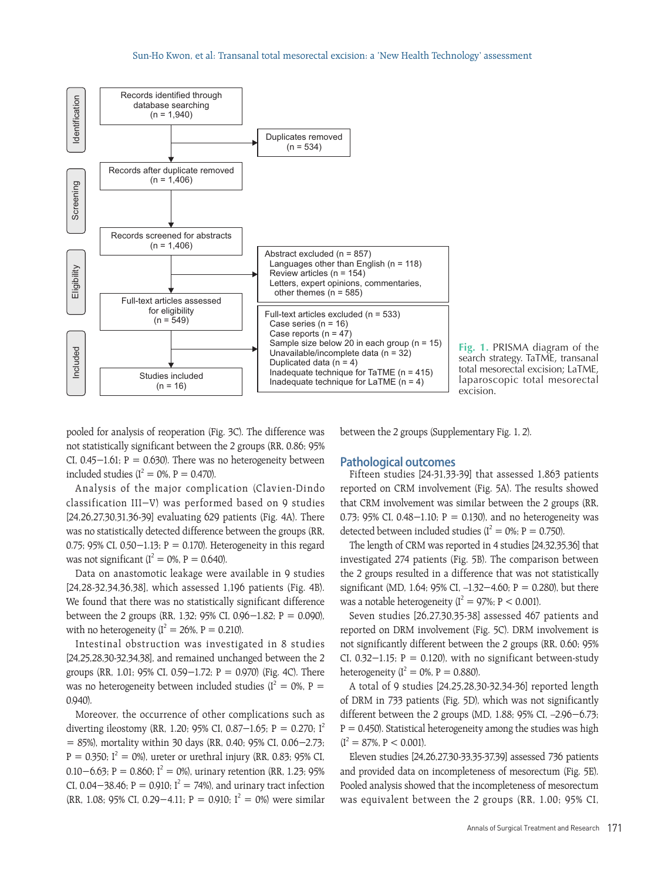Records identified through database searching (n = 1,940)

Duplicates removed (n = 534)

Records after duplicate removed (n = 1,406)

Records screened for abstracts (n = 1,406)

Abstract excluded (n = 857)
- Languages other than English (n = 118)
- Review articles (n = 154)
- Letters, expert opinions, commentaries, other themes (n = 585)

Full-text articles assessed for eligibility (n = 549)

Full-text articles excluded (n = 533)
- Case series (n = 16)
- Case reports (n = 47)
- Sample size below 20 in each group (n = 15)
- Unavailable/incomplete data (n = 32)
- Duplicated data (n = 4)
- Inadequate technique for TaTME (n = 415)
- Inadequate technique for LaTME (n = 4)

Studies included (n = 16)

Identification / Screening / Eligibility / Included

**Fig. 1.** PRISMA diagram of the search strategy. TaTME, transanal total mesorectal excision; LaTME, laparoscopic total mesorectal excision.

pooled for analysis of reoperation (Fig. 3C). The difference was not statistically significant between the 2 groups (RR, 0.86; 95% CI, 0.45–1.61; P = 0.630). There was no heterogeneity between included studies ($I^2$ = 0%, P = 0.470).

Analysis of the major complication (Clavien-Dindo classification III–V) was performed based on 9 studies [24,26,27,30,31,36-39] evaluating 629 patients (Fig. 4A). There was no statistically detected difference between the groups (RR, 0.75; 95% CI, 0.50–1.13; P = 0.170). Heterogeneity in this regard was not significant ($I^2$ = 0%, P = 0.640).

Data on anastomotic leakage were available in 9 studies [24,28-32,34,36,38], which assessed 1,196 patients (Fig. 4B). We found that there was no statistically significant difference between the 2 groups (RR, 1.32; 95% CI, 0.96–1.82; P = 0.090), with no heterogeneity ($I^2$ = 26%, P = 0.210).

Intestinal obstruction was investigated in 8 studies [24,25,28,30-32,34,38], and remained unchanged between the 2 groups (RR, 1.01; 95% CI, 0.59–1.72; P = 0.970) (Fig. 4C). There was no heterogeneity between included studies ($I^2$ = 0%, P = 0.940).

Moreover, the occurrence of other complications such as diverting ileostomy (RR, 1.20; 95% CI, 0.87–1.65; P = 0.270; $I^2$ = 85%), mortality within 30 days (RR, 0.40; 95% CI, 0.06–2.73; P = 0.350; $I^2$ = 0%), ureter or urethral injury (RR, 0.83; 95% CI, 0.10–6.63; P = 0.860; $I^2$ = 0%), urinary retention (RR, 1.23; 95% CI, 0.04–38.46; P = 0.910; $I^2$ = 74%), and urinary tract infection (RR, 1.08; 95% CI, 0.29–4.11; P = 0.910; $I^2$ = 0%) were similar between the 2 groups (Supplementary Fig. 1, 2).

## Pathological outcomes

Fifteen studies [24-31,33-39] that assessed 1,863 patients reported on CRM involvement (Fig. 5A). The results showed that CRM involvement was similar between the 2 groups (RR, 0.73; 95% CI, 0.48–1.10; P = 0.130), and no heterogeneity was detected between included studies ($I^2$ = 0%; P = 0.750).

The length of CRM was reported in 4 studies [24,32,35,36] that investigated 274 patients (Fig. 5B). The comparison between the 2 groups resulted in a difference that was not statistically significant (MD, 1.64; 95% CI, –1.32–4.60; P = 0.280), but there was a notable heterogeneity ($I^2$ = 97%; P < 0.001).

Seven studies [26,27,30,35-38] assessed 467 patients and reported on DRM involvement (Fig. 5C). DRM involvement is not significantly different between the 2 groups (RR, 0.60; 95% CI, 0.32–1.15; P = 0.120), with no significant between-study heterogeneity ($I^2$ = 0%, P = 0.880).

A total of 9 studies [24,25,28,30-32,34-36] reported length of DRM in 733 patients (Fig. 5D), which was not significantly different between the 2 groups (MD, 1.88; 95% CI, –2.96–6.73; P = 0.450). Statistical heterogeneity among the studies was high ($I^2$ = 87%, P < 0.001).

Eleven studies [24,26,27,30-33,35-37,39] assessed 736 patients and provided data on incompleteness of mesorectum (Fig. 5E). Pooled analysis showed that the incompleteness of mesorectum was equivalent between the 2 groups (RR, 1.00; 95% CI,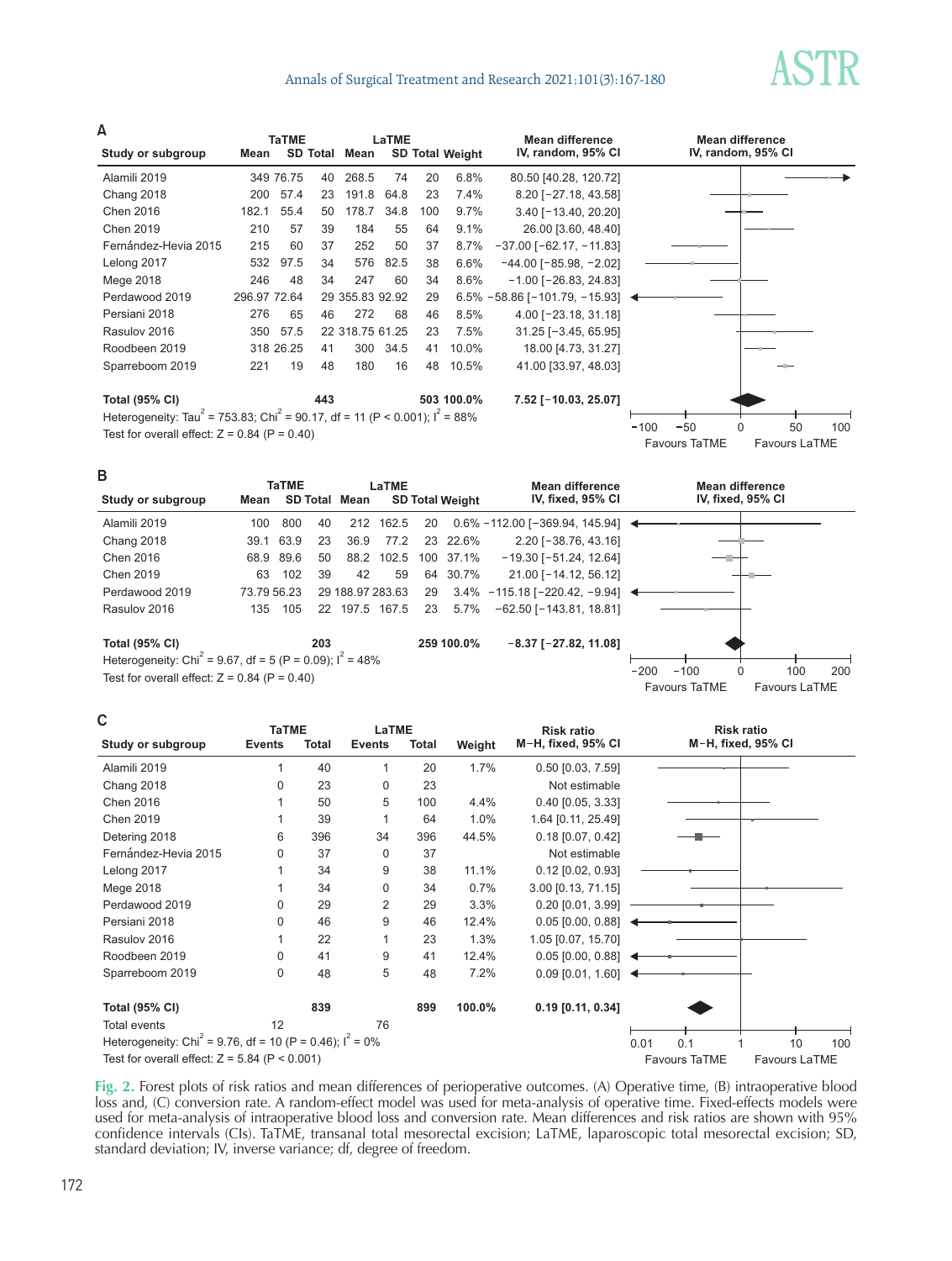**A**

| Study or subgroup | TaTME Mean | TaTME SD | TaTME Total | LaTME Mean | LaTME SD | LaTME Total | Weight | Mean difference IV, random, 95% CI |
|---|---|---|---|---|---|---|---|---|
| Alamili 2019 | 349 | 76.75 | 40 | 268.5 | 74 | 20 | 6.8% | 80.50 [40.28, 120.72] |
| Chang 2018 | 200 | 57.4 | 23 | 191.8 | 64.8 | 23 | 7.4% | 8.20 [−27.18, 43.58] |
| Chen 2016 | 182.1 | 55.4 | 50 | 178.7 | 34.8 | 100 | 9.7% | 3.40 [−13.40, 20.20] |
| Chen 2019 | 210 | 57 | 39 | 184 | 55 | 64 | 9.1% | 26.00 [3.60, 48.40] |
| Fernández-Hevia 2015 | 215 | 60 | 37 | 252 | 50 | 37 | 8.7% | −37.00 [−62.17, −11.83] |
| Lelong 2017 | 532 | 97.5 | 34 | 576 | 82.5 | 38 | 6.6% | −44.00 [−85.98, −2.02] |
| Mege 2018 | 246 | 48 | 34 | 247 | 60 | 34 | 8.6% | −1.00 [−26.83, 24.83] |
| Perdawood 2019 | 296.97 | 72.64 | 29 | 355.83 | 92.92 | 29 | 6.5% | −58.86 [−101.79, −15.93] |
| Persiani 2018 | 276 | 65 | 46 | 272 | 68 | 46 | 8.5% | 4.00 [−23.18, 31.18] |
| Rasulov 2016 | 350 | 57.5 | 22 | 318.75 | 61.25 | 23 | 7.5% | 31.25 [−3.45, 65.95] |
| Roodbeen 2019 | 318 | 26.25 | 41 | 300 | 34.5 | 41 | 10.0% | 18.00 [4.73, 31.27] |
| Sparreboom 2019 | 221 | 19 | 48 | 180 | 16 | 48 | 10.5% | 41.00 [33.97, 48.03] |
| **Total (95% CI)** | | | **443** | | | **503** | **100.0%** | **7.52 [−10.03, 25.07]** |

Heterogeneity: $Tau^2 = 753.83$; $Chi^2 = 90.17$, df = 11 ($P < 0.001$); $I^2 = 88\%$

Test for overall effect: Z = 0.84 (P = 0.40)

Favours TaTME | Favours LaTME

**B**

| Study or subgroup | TaTME Mean | TaTME SD | TaTME Total | LaTME Mean | LaTME SD | LaTME Total | Weight | Mean difference IV, fixed, 95% CI |
|---|---|---|---|---|---|---|---|---|
| Alamili 2019 | 100 | 800 | 40 | 212 | 162.5 | 20 | 0.6% | −112.00 [−369.94, 145.94] |
| Chang 2018 | 39.1 | 63.9 | 23 | 36.9 | 77.2 | 23 | 22.6% | 2.20 [−38.76, 43.16] |
| Chen 2016 | 68.9 | 89.6 | 50 | 88.2 | 102.5 | 100 | 37.1% | −19.30 [−51.24, 12.64] |
| Chen 2019 | 63 | 102 | 39 | 42 | 59 | 64 | 30.7% | 21.00 [−14.12, 56.12] |
| Perdawood 2019 | 73.79 | 56.23 | 29 | 188.97 | 283.63 | 29 | 3.4% | −115.18 [−220.42, −9.94] |
| Rasulov 2016 | 135 | 105 | 22 | 197.5 | 167.5 | 23 | 5.7% | −62.50 [−143.81, 18.81] |
| **Total (95% CI)** | | | **203** | | | **259** | **100.0%** | **−8.37 [−27.82, 11.08]** |

Heterogeneity: $Chi^2 = 9.67$, df = 5 ($P = 0.09$); $I^2 = 48\%$

Test for overall effect: Z = 0.84 (P = 0.40)

Favours TaTME | Favours LaTME

**C**

| Study or subgroup | TaTME Events | TaTME Total | LaTME Events | LaTME Total | Weight | Risk ratio M−H, fixed, 95% CI |
|---|---|---|---|---|---|---|
| Alamili 2019 | 1 | 40 | 1 | 20 | 1.7% | 0.50 [0.03, 7.59] |
| Chang 2018 | 0 | 23 | 0 | 23 | | Not estimable |
| Chen 2016 | 1 | 50 | 5 | 100 | 4.4% | 0.40 [0.05, 3.33] |
| Chen 2019 | 1 | 39 | 1 | 64 | 1.0% | 1.64 [0.11, 25.49] |
| Detering 2018 | 6 | 396 | 34 | 396 | 44.5% | 0.18 [0.07, 0.42] |
| Fernández-Hevia 2015 | 0 | 37 | 0 | 37 | | Not estimable |
| Lelong 2017 | 1 | 34 | 9 | 38 | 11.1% | 0.12 [0.02, 0.93] |
| Mege 2018 | 1 | 34 | 0 | 34 | 0.7% | 3.00 [0.13, 71.15] |
| Perdawood 2019 | 0 | 29 | 2 | 29 | 3.3% | 0.20 [0.01, 3.99] |
| Persiani 2018 | 0 | 46 | 9 | 46 | 12.4% | 0.05 [0.00, 0.88] |
| Rasulov 2016 | 1 | 22 | 1 | 23 | 1.3% | 1.05 [0.07, 15.70] |
| Roodbeen 2019 | 0 | 41 | 9 | 41 | 12.4% | 0.05 [0.00, 0.88] |
| Sparreboom 2019 | 0 | 48 | 5 | 48 | 7.2% | 0.09 [0.01, 1.60] |
| **Total (95% CI)** | | **839** | | **899** | **100.0%** | **0.19 [0.11, 0.34]** |
| Total events | 12 | | 76 | | | |

Heterogeneity: $Chi^2 = 9.76$, df = 10 ($P = 0.46$); $I^2 = 0\%$

Test for overall effect: Z = 5.84 (P < 0.001)

Favours TaTME | Favours LaTME

**Fig. 2.** Forest plots of risk ratios and mean differences of perioperative outcomes. (A) Operative time, (B) intraoperative blood loss and, (C) conversion rate. A random-effect model was used for meta-analysis of operative time. Fixed-effects models were used for meta-analysis of intraoperative blood loss and conversion rate. Mean differences and risk ratios are shown with 95% confidence intervals (CIs). TaTME, transanal total mesorectal excision; LaTME, laparoscopic total mesorectal excision; SD, standard deviation; IV, inverse variance; df, degree of freedom.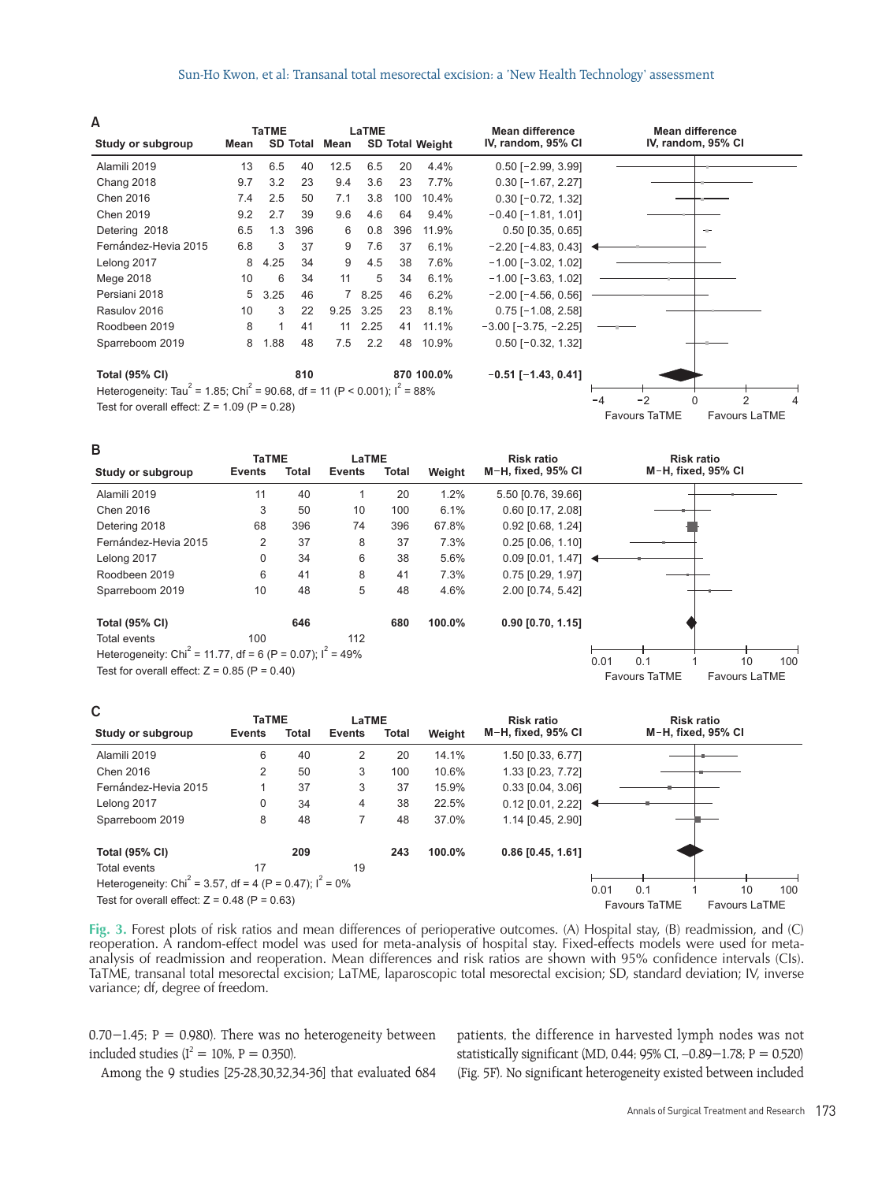**A**

| Study or subgroup | TaTME Mean | TaTME SD | TaTME Total | LaTME Mean | LaTME SD | LaTME Total | Weight | Mean difference IV, random, 95% CI |
|---|---|---|---|---|---|---|---|---|
| Alamili 2019 | 13 | 6.5 | 40 | 12.5 | 6.5 | 20 | 4.4% | 0.50 [−2.99, 3.99] |
| Chang 2018 | 9.7 | 3.2 | 23 | 9.4 | 3.6 | 23 | 7.7% | 0.30 [−1.67, 2.27] |
| Chen 2016 | 7.4 | 2.5 | 50 | 7.1 | 3.8 | 100 | 10.4% | 0.30 [−0.72, 1.32] |
| Chen 2019 | 9.2 | 2.7 | 39 | 9.6 | 4.6 | 64 | 9.4% | −0.40 [−1.81, 1.01] |
| Detering 2018 | 6.5 | 1.3 | 396 | 6 | 0.8 | 396 | 11.9% | 0.50 [0.35, 0.65] |
| Fernández-Hevia 2015 | 6.8 | 3 | 37 | 9 | 7.6 | 37 | 6.1% | −2.20 [−4.83, 0.43] |
| Lelong 2017 | 8 | 4.25 | 34 | 9 | 4.5 | 38 | 7.6% | −1.00 [−3.02, 1.02] |
| Mege 2018 | 10 | 6 | 34 | 11 | 5 | 34 | 6.1% | −1.00 [−3.63, 1.02] |
| Persiani 2018 | 5 | 3.25 | 46 | 7 | 8.25 | 46 | 6.2% | −2.00 [−4.56, 0.56] |
| Rasulov 2016 | 10 | 3 | 22 | 9.25 | 3.25 | 23 | 8.1% | 0.75 [−1.08, 2.58] |
| Roodbeen 2019 | 8 | 1 | 41 | 11 | 2.25 | 41 | 11.1% | −3.00 [−3.75, −2.25] |
| Sparreboom 2019 | 8 | 1.88 | 48 | 7.5 | 2.2 | 48 | 10.9% | 0.50 [−0.32, 1.32] |
| **Total (95% CI)** | | | **810** | | | **870** | **100.0%** | **−0.51 [−1.43, 0.41]** |

Heterogeneity: $Tau^2 = 1.85$; $Chi^2 = 90.68$, df = 11 ($P < 0.001$); $I^2 = 88\%$
Test for overall effect: $Z = 1.09$ ($P = 0.28$)

Favours TaTME | Favours LaTME

**B**

| Study or subgroup | TaTME Events | TaTME Total | LaTME Events | LaTME Total | Weight | Risk ratio M−H, fixed, 95% CI |
|---|---|---|---|---|---|---|
| Alamili 2019 | 11 | 40 | 1 | 20 | 1.2% | 5.50 [0.76, 39.66] |
| Chen 2016 | 3 | 50 | 10 | 100 | 6.1% | 0.60 [0.17, 2.08] |
| Detering 2018 | 68 | 396 | 74 | 396 | 67.8% | 0.92 [0.68, 1.24] |
| Fernández-Hevia 2015 | 2 | 37 | 8 | 37 | 7.3% | 0.25 [0.06, 1.10] |
| Lelong 2017 | 0 | 34 | 6 | 38 | 5.6% | 0.09 [0.01, 1.47] |
| Roodbeen 2019 | 6 | 41 | 8 | 41 | 7.3% | 0.75 [0.29, 1.97] |
| Sparreboom 2019 | 10 | 48 | 5 | 48 | 4.6% | 2.00 [0.74, 5.42] |
| **Total (95% CI)** | | **646** | | **680** | **100.0%** | **0.90 [0.70, 1.15]** |
| Total events | 100 | | 112 | | | |

Heterogeneity: $Chi^2 = 11.77$, df = 6 ($P = 0.07$); $I^2 = 49\%$
Test for overall effect: $Z = 0.85$ ($P = 0.40$)

Favours TaTME | Favours LaTME

**C**

| Study or subgroup | TaTME Events | TaTME Total | LaTME Events | LaTME Total | Weight | Risk ratio M−H, fixed, 95% CI |
|---|---|---|---|---|---|---|
| Alamili 2019 | 6 | 40 | 2 | 20 | 14.1% | 1.50 [0.33, 6.77] |
| Chen 2016 | 2 | 50 | 3 | 100 | 10.6% | 1.33 [0.23, 7.72] |
| Fernández-Hevia 2015 | 1 | 37 | 3 | 37 | 15.9% | 0.33 [0.04, 3.06] |
| Lelong 2017 | 0 | 34 | 4 | 38 | 22.5% | 0.12 [0.01, 2.22] |
| Sparreboom 2019 | 8 | 48 | 7 | 48 | 37.0% | 1.14 [0.45, 2.90] |
| **Total (95% CI)** | | **209** | | **243** | **100.0%** | **0.86 [0.45, 1.61]** |
| Total events | 17 | | 19 | | | |

Heterogeneity: $Chi^2 = 3.57$, df = 4 ($P = 0.47$); $I^2 = 0\%$
Test for overall effect: $Z = 0.48$ ($P = 0.63$)

Favours TaTME | Favours LaTME

**Fig. 3.** Forest plots of risk ratios and mean differences of perioperative outcomes. (A) Hospital stay, (B) readmission, and (C) reoperation. A random-effect model was used for meta-analysis of hospital stay. Fixed-effects models were used for meta-analysis of readmission and reoperation. Mean differences and risk ratios are shown with 95% confidence intervals (CIs). TaTME, transanal total mesorectal excision; LaTME, laparoscopic total mesorectal excision; SD, standard deviation; IV, inverse variance; df, degree of freedom.

0.70–1.45; P = 0.980). There was no heterogeneity between included studies ($I^2 = 10\%$, P = 0.350).

Among the 9 studies [25-28,30,32,34-36] that evaluated 684 patients, the difference in harvested lymph nodes was not statistically significant (MD, 0.44; 95% CI, −0.89–1.78; P = 0.520) (Fig. 5F). No significant heterogeneity existed between included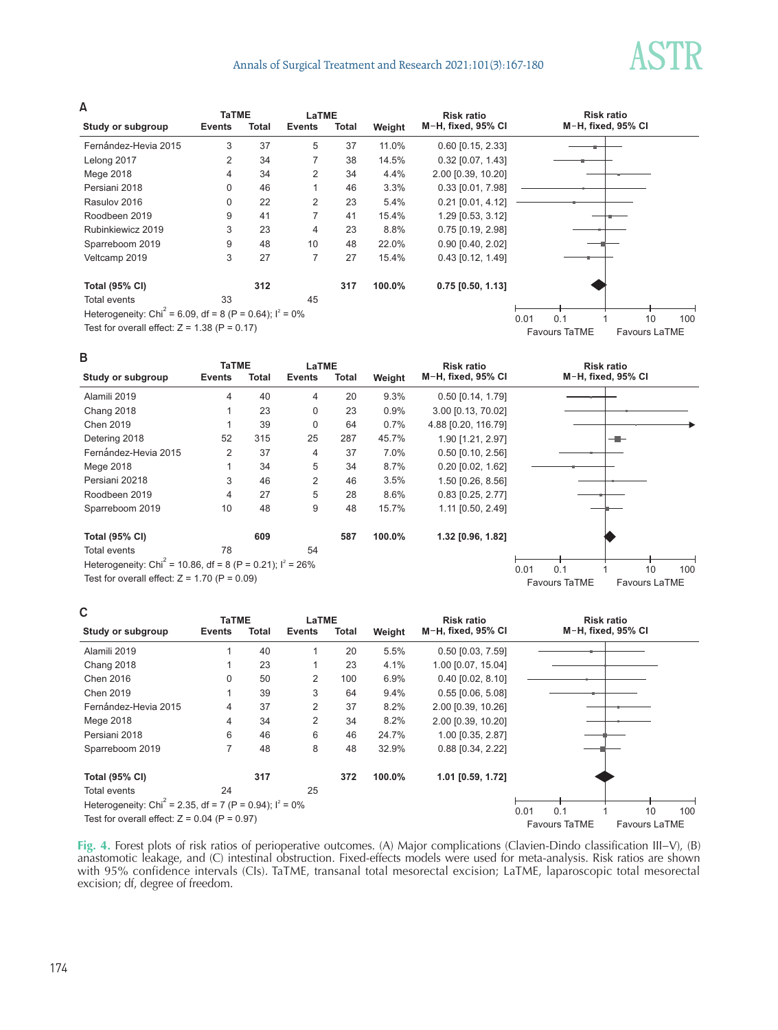**A**

| Study or subgroup | TaTME Events | TaTME Total | LaTME Events | LaTME Total | Weight | Risk ratio M-H, fixed, 95% CI |
|---|---|---|---|---|---|---|
| Fernández-Hevia 2015 | 3 | 37 | 5 | 37 | 11.0% | 0.60 [0.15, 2.33] |
| Lelong 2017 | 2 | 34 | 7 | 38 | 14.5% | 0.32 [0.07, 1.43] |
| Mege 2018 | 4 | 34 | 2 | 34 | 4.4% | 2.00 [0.39, 10.20] |
| Persiani 2018 | 0 | 46 | 1 | 46 | 3.3% | 0.33 [0.01, 7.98] |
| Rasulov 2016 | 0 | 22 | 2 | 23 | 5.4% | 0.21 [0.01, 4.12] |
| Roodbeen 2019 | 9 | 41 | 7 | 41 | 15.4% | 1.29 [0.53, 3.12] |
| Rubinkiewicz 2019 | 3 | 23 | 4 | 23 | 8.8% | 0.75 [0.19, 2.98] |
| Sparreboom 2019 | 9 | 48 | 10 | 48 | 22.0% | 0.90 [0.40, 2.02] |
| Veltcamp 2019 | 3 | 27 | 7 | 27 | 15.4% | 0.43 [0.12, 1.49] |
| **Total (95% CI)** | | **312** | | **317** | **100.0%** | **0.75 [0.50, 1.13]** |
| Total events | 33 | | 45 | | | |

Heterogeneity: $Chi^2$ = 6.09, df = 8 (P = 0.64); $I^2$ = 0%

Test for overall effect: Z = 1.38 (P = 0.17)

Favours TaTME / Favours LaTME (axis: 0.01, 0.1, 1, 10, 100)

**B**

| Study or subgroup | TaTME Events | TaTME Total | LaTME Events | LaTME Total | Weight | Risk ratio M-H, fixed, 95% CI |
|---|---|---|---|---|---|---|
| Alamili 2019 | 4 | 40 | 4 | 20 | 9.3% | 0.50 [0.14, 1.79] |
| Chang 2018 | 1 | 23 | 0 | 23 | 0.9% | 3.00 [0.13, 70.02] |
| Chen 2019 | 1 | 39 | 0 | 64 | 0.7% | 4.88 [0.20, 116.79] |
| Detering 2018 | 52 | 315 | 25 | 287 | 45.7% | 1.90 [1.21, 2.97] |
| Fernández-Hevia 2015 | 2 | 37 | 4 | 37 | 7.0% | 0.50 [0.10, 2.56] |
| Mege 2018 | 1 | 34 | 5 | 34 | 8.7% | 0.20 [0.02, 1.62] |
| Persiani 20218 | 3 | 46 | 2 | 46 | 3.5% | 1.50 [0.26, 8.56] |
| Roodbeen 2019 | 4 | 27 | 5 | 28 | 8.6% | 0.83 [0.25, 2.77] |
| Sparreboom 2019 | 10 | 48 | 9 | 48 | 15.7% | 1.11 [0.50, 2.49] |
| **Total (95% CI)** | | **609** | | **587** | **100.0%** | **1.32 [0.96, 1.82]** |
| Total events | 78 | | 54 | | | |

Heterogeneity: $Chi^2$ = 10.86, df = 8 (P = 0.21); $I^2$ = 26%

Test for overall effect: Z = 1.70 (P = 0.09)

Favours TaTME / Favours LaTME (axis: 0.01, 0.1, 1, 10, 100)

**C**

| Study or subgroup | TaTME Events | TaTME Total | LaTME Events | LaTME Total | Weight | Risk ratio M-H, fixed, 95% CI |
|---|---|---|---|---|---|---|
| Alamili 2019 | 1 | 40 | 1 | 20 | 5.5% | 0.50 [0.03, 7.59] |
| Chang 2018 | 1 | 23 | 1 | 23 | 4.1% | 1.00 [0.07, 15.04] |
| Chen 2016 | 0 | 50 | 2 | 100 | 6.9% | 0.40 [0.02, 8.10] |
| Chen 2019 | 1 | 39 | 3 | 64 | 9.4% | 0.55 [0.06, 5.08] |
| Fernández-Hevia 2015 | 4 | 37 | 2 | 37 | 8.2% | 2.00 [0.39, 10.26] |
| Mege 2018 | 4 | 34 | 2 | 34 | 8.2% | 2.00 [0.39, 10.20] |
| Persiani 2018 | 6 | 46 | 6 | 46 | 24.7% | 1.00 [0.35, 2.87] |
| Sparreboom 2019 | 7 | 48 | 8 | 48 | 32.9% | 0.88 [0.34, 2.22] |
| **Total (95% CI)** | | **317** | | **372** | **100.0%** | **1.01 [0.59, 1.72]** |
| Total events | 24 | | 25 | | | |

Heterogeneity: $Chi^2$ = 2.35, df = 7 (P = 0.94); $I^2$ = 0%

Test for overall effect: Z = 0.04 (P = 0.97)

Favours TaTME / Favours LaTME (axis: 0.01, 0.1, 1, 10, 100)

**Fig. 4.** Forest plots of risk ratios of perioperative outcomes. (A) Major complications (Clavien-Dindo classification III–V), (B) anastomotic leakage, and (C) intestinal obstruction. Fixed-effects models were used for meta-analysis. Risk ratios are shown with 95% confidence intervals (CIs). TaTME, transanal total mesorectal excision; LaTME, laparoscopic total mesorectal excision; df, degree of freedom.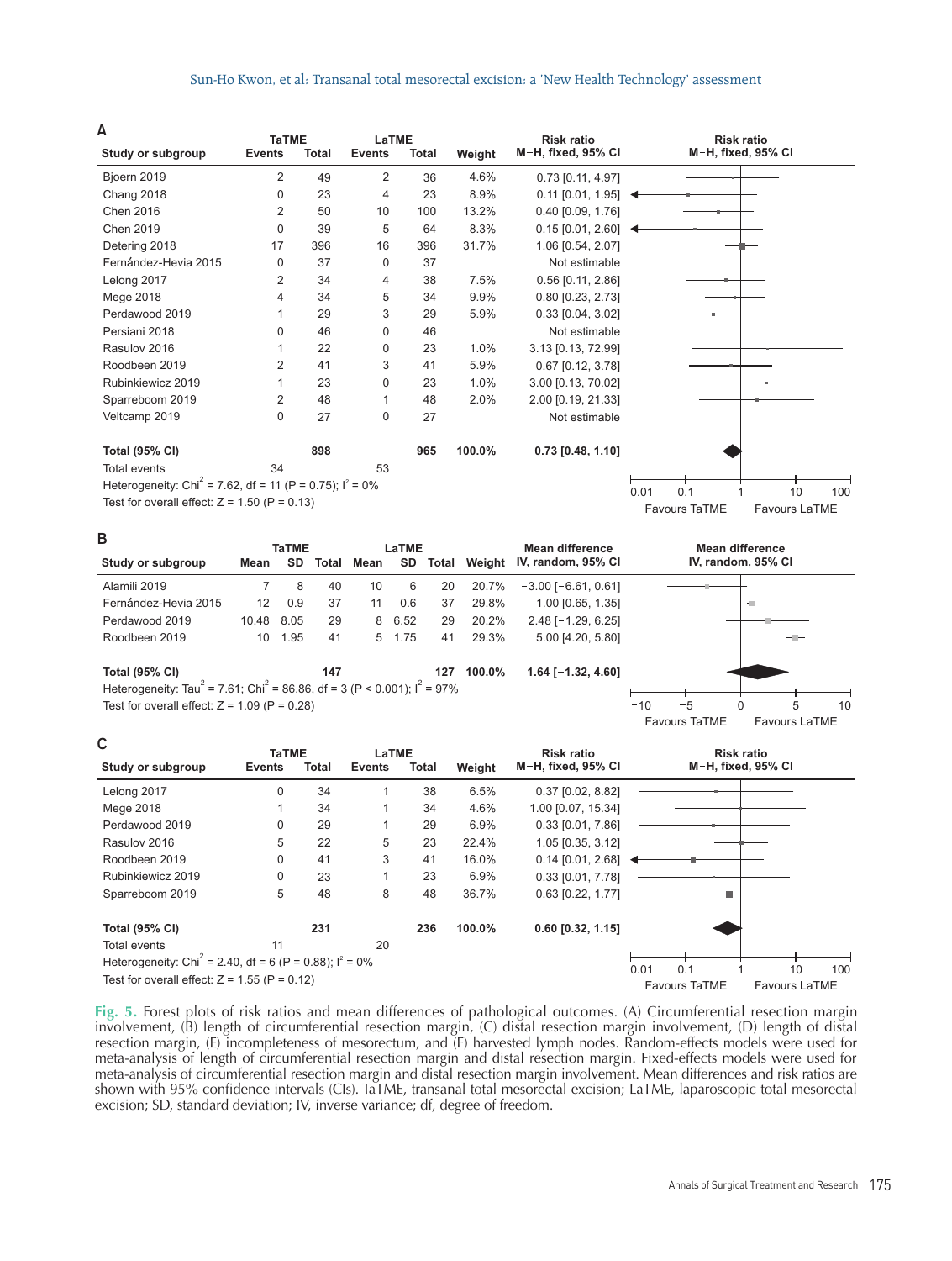**A**

| Study or subgroup | TaTME Events | TaTME Total | LaTME Events | LaTME Total | Weight | Risk ratio M−H, fixed, 95% CI |
|---|---|---|---|---|---|---|
| Bjoern 2019 | 2 | 49 | 2 | 36 | 4.6% | 0.73 [0.11, 4.97] |
| Chang 2018 | 0 | 23 | 4 | 23 | 8.9% | 0.11 [0.01, 1.95] |
| Chen 2016 | 2 | 50 | 10 | 100 | 13.2% | 0.40 [0.09, 1.76] |
| Chen 2019 | 0 | 39 | 5 | 64 | 8.3% | 0.15 [0.01, 2.60] |
| Detering 2018 | 17 | 396 | 16 | 396 | 31.7% | 1.06 [0.54, 2.07] |
| Fernández-Hevia 2015 | 0 | 37 | 0 | 37 | | Not estimable |
| Lelong 2017 | 2 | 34 | 4 | 38 | 7.5% | 0.56 [0.11, 2.86] |
| Mege 2018 | 4 | 34 | 5 | 34 | 9.9% | 0.80 [0.23, 2.73] |
| Perdawood 2019 | 1 | 29 | 3 | 29 | 5.9% | 0.33 [0.04, 3.02] |
| Persiani 2018 | 0 | 46 | 0 | 46 | | Not estimable |
| Rasulov 2016 | 1 | 22 | 0 | 23 | 1.0% | 3.13 [0.13, 72.99] |
| Roodbeen 2019 | 2 | 41 | 3 | 41 | 5.9% | 0.67 [0.12, 3.78] |
| Rubinkiewicz 2019 | 1 | 23 | 0 | 23 | 1.0% | 3.00 [0.13, 70.02] |
| Sparreboom 2019 | 2 | 48 | 1 | 48 | 2.0% | 2.00 [0.19, 21.33] |
| Veltcamp 2019 | 0 | 27 | 0 | 27 | | Not estimable |
| **Total (95% CI)** | | **898** | | **965** | **100.0%** | **0.73 [0.48, 1.10]** |
| Total events | 34 | | 53 | | | |

Heterogeneity: $Chi^2 = 7.62$, df = 11 (P = 0.75); $I^2 = 0\%$

Test for overall effect: Z = 1.50 (P = 0.13)

Axis: 0.01, 0.1, 1, 10, 100 — Favours TaTME / Favours LaTME

**B**

| Study or subgroup | TaTME Mean | TaTME SD | TaTME Total | LaTME Mean | LaTME SD | LaTME Total | Weight | Mean difference IV, random, 95% CI |
|---|---|---|---|---|---|---|---|---|
| Alamili 2019 | 7 | 8 | 40 | 10 | 6 | 20 | 20.7% | −3.00 [−6.61, 0.61] |
| Fernández-Hevia 2015 | 12 | 0.9 | 37 | 11 | 0.6 | 37 | 29.8% | 1.00 [0.65, 1.35] |
| Perdawood 2019 | 10.48 | 8.05 | 29 | 8 | 6.52 | 29 | 20.2% | 2.48 [−1.29, 6.25] |
| Roodbeen 2019 | 10 | 1.95 | 41 | 5 | 1.75 | 41 | 29.3% | 5.00 [4.20, 5.80] |
| **Total (95% CI)** | | | **147** | | | **127** | **100.0%** | **1.64 [−1.32, 4.60]** |

Heterogeneity: $Tau^2 = 7.61$; $Chi^2 = 86.86$, df = 3 (P < 0.001); $I^2 = 97\%$

Test for overall effect: Z = 1.09 (P = 0.28)

Axis: −10, −5, 0, 5, 10 — Favours TaTME / Favours LaTME

**C**

| Study or subgroup | TaTME Events | TaTME Total | LaTME Events | LaTME Total | Weight | Risk ratio M−H, fixed, 95% CI |
|---|---|---|---|---|---|---|
| Lelong 2017 | 0 | 34 | 1 | 38 | 6.5% | 0.37 [0.02, 8.82] |
| Mege 2018 | 1 | 34 | 1 | 34 | 4.6% | 1.00 [0.07, 15.34] |
| Perdawood 2019 | 0 | 29 | 1 | 29 | 6.9% | 0.33 [0.01, 7.86] |
| Rasulov 2016 | 5 | 22 | 5 | 23 | 22.4% | 1.05 [0.35, 3.12] |
| Roodbeen 2019 | 0 | 41 | 3 | 41 | 16.0% | 0.14 [0.01, 2.68] |
| Rubinkiewicz 2019 | 0 | 23 | 1 | 23 | 6.9% | 0.33 [0.01, 7.78] |
| Sparreboom 2019 | 5 | 48 | 8 | 48 | 36.7% | 0.63 [0.22, 1.77] |
| **Total (95% CI)** | | **231** | | **236** | **100.0%** | **0.60 [0.32, 1.15]** |
| Total events | 11 | | 20 | | | |

Heterogeneity: $Chi^2 = 2.40$, df = 6 (P = 0.88); $I^2 = 0\%$

Test for overall effect: Z = 1.55 (P = 0.12)

Axis: 0.01, 0.1, 1, 10, 100 — Favours TaTME / Favours LaTME

**Fig. 5.** Forest plots of risk ratios and mean differences of pathological outcomes. (A) Circumferential resection margin involvement, (B) length of circumferential resection margin, (C) distal resection margin involvement, (D) length of distal resection margin, (E) incompleteness of mesorectum, and (F) harvested lymph nodes. Random-effects models were used for meta-analysis of length of circumferential resection margin and distal resection margin. Fixed-effects models were used for meta-analysis of circumferential resection margin and distal resection margin involvement. Mean differences and risk ratios are shown with 95% confidence intervals (CIs). TaTME, transanal total mesorectal excision; LaTME, laparoscopic total mesorectal excision; SD, standard deviation; IV, inverse variance; df, degree of freedom.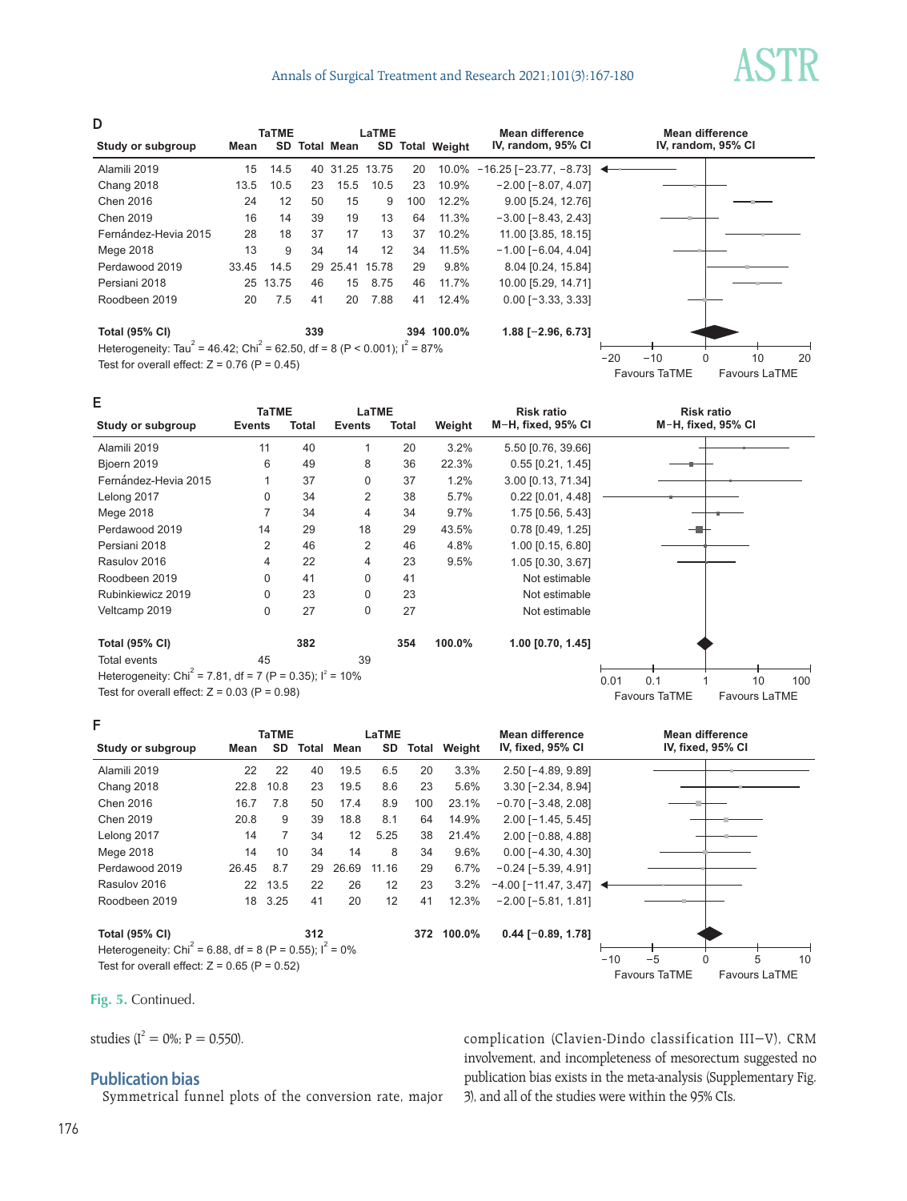D

| Study or subgroup | TaTME Mean | TaTME SD | TaTME Total | LaTME Mean | LaTME SD | LaTME Total | Weight | Mean difference IV, random, 95% CI |
|---|---|---|---|---|---|---|---|---|
| Alamili 2019 | 15 | 14.5 | 40 | 31.25 | 13.75 | 20 | 10.0% | −16.25 [−23.77, −8.73] |
| Chang 2018 | 13.5 | 10.5 | 23 | 15.5 | 10.5 | 23 | 10.9% | −2.00 [−8.07, 4.07] |
| Chen 2016 | 24 | 12 | 50 | 15 | 9 | 100 | 12.2% | 9.00 [5.24, 12.76] |
| Chen 2019 | 16 | 14 | 39 | 19 | 13 | 64 | 11.3% | −3.00 [−8.43, 2.43] |
| Fernández-Hevia 2015 | 28 | 18 | 37 | 17 | 13 | 37 | 10.2% | 11.00 [3.85, 18.15] |
| Mege 2018 | 13 | 9 | 34 | 14 | 12 | 34 | 11.5% | −1.00 [−6.04, 4.04] |
| Perdawood 2019 | 33.45 | 14.5 | 29 | 25.41 | 15.78 | 29 | 9.8% | 8.04 [0.24, 15.84] |
| Persiani 2018 | 25 | 13.75 | 46 | 15 | 8.75 | 46 | 11.7% | 10.00 [5.29, 14.71] |
| Roodbeen 2019 | 20 | 7.5 | 41 | 20 | 7.88 | 41 | 12.4% | 0.00 [−3.33, 3.33] |
| **Total (95% CI)** | | | **339** | | | **394** | **100.0%** | **1.88 [−2.96, 6.73]** |

Heterogeneity: $Tau^2 = 46.42$; $Chi^2 = 62.50$, df = 8 ($P < 0.001$); $I^2 = 87\%$
Test for overall effect: Z = 0.76 (P = 0.45)

Axis: −20, −10, 0, 10, 20 — Favours TaTME / Favours LaTME

E

| Study or subgroup | TaTME Events | TaTME Total | LaTME Events | LaTME Total | Weight | Risk ratio M−H, fixed, 95% CI |
|---|---|---|---|---|---|---|
| Alamili 2019 | 11 | 40 | 1 | 20 | 3.2% | 5.50 [0.76, 39.66] |
| Bjoern 2019 | 6 | 49 | 8 | 36 | 22.3% | 0.55 [0.21, 1.45] |
| Fernández-Hevia 2015 | 1 | 37 | 0 | 37 | 1.2% | 3.00 [0.13, 71.34] |
| Lelong 2017 | 0 | 34 | 2 | 38 | 5.7% | 0.22 [0.01, 4.48] |
| Mege 2018 | 7 | 34 | 4 | 34 | 9.7% | 1.75 [0.56, 5.43] |
| Perdawood 2019 | 14 | 29 | 18 | 29 | 43.5% | 0.78 [0.49, 1.25] |
| Persiani 2018 | 2 | 46 | 2 | 46 | 4.8% | 1.00 [0.15, 6.80] |
| Rasulov 2016 | 4 | 22 | 4 | 23 | 9.5% | 1.05 [0.30, 3.67] |
| Roodbeen 2019 | 0 | 41 | 0 | 41 | | Not estimable |
| Rubinkiewicz 2019 | 0 | 23 | 0 | 23 | | Not estimable |
| Veltcamp 2019 | 0 | 27 | 0 | 27 | | Not estimable |
| **Total (95% CI)** | | **382** | | **354** | **100.0%** | **1.00 [0.70, 1.45]** |
| Total events | 45 | | 39 | | | |

Heterogeneity: $Chi^2 = 7.81$, df = 7 ($P = 0.35$); $I^2 = 10\%$
Test for overall effect: Z = 0.03 (P = 0.98)

Axis: 0.01, 0.1, 1, 10, 100 — Favours TaTME / Favours LaTME

F

| Study or subgroup | TaTME Mean | TaTME SD | TaTME Total | LaTME Mean | LaTME SD | LaTME Total | Weight | Mean difference IV, fixed, 95% CI |
|---|---|---|---|---|---|---|---|---|
| Alamili 2019 | 22 | 22 | 40 | 19.5 | 6.5 | 20 | 3.3% | 2.50 [−4.89, 9.89] |
| Chang 2018 | 22.8 | 10.8 | 23 | 19.5 | 8.6 | 23 | 5.6% | 3.30 [−2.34, 8.94] |
| Chen 2016 | 16.7 | 7.8 | 50 | 17.4 | 8.9 | 100 | 23.1% | −0.70 [−3.48, 2.08] |
| Chen 2019 | 20.8 | 9 | 39 | 18.8 | 8.1 | 64 | 14.9% | 2.00 [−1.45, 5.45] |
| Lelong 2017 | 14 | 7 | 34 | 12 | 5.25 | 38 | 21.4% | 2.00 [−0.88, 4.88] |
| Mege 2018 | 14 | 10 | 34 | 14 | 8 | 34 | 9.6% | 0.00 [−4.30, 4.30] |
| Perdawood 2019 | 26.45 | 8.7 | 29 | 26.69 | 11.16 | 29 | 6.7% | −0.24 [−5.39, 4.91] |
| Rasulov 2016 | 22 | 13.5 | 22 | 26 | 12 | 23 | 3.2% | −4.00 [−11.47, 3.47] |
| Roodbeen 2019 | 18 | 3.25 | 41 | 20 | 12 | 41 | 12.3% | −2.00 [−5.81, 1.81] |
| **Total (95% CI)** | | | **312** | | | **372** | **100.0%** | **0.44 [−0.89, 1.78]** |

Heterogeneity: $Chi^2 = 6.88$, df = 8 ($P = 0.55$); $I^2 = 0\%$
Test for overall effect: Z = 0.65 (P = 0.52)

Axis: −10, −5, 0, 5, 10 — Favours TaTME / Favours LaTME

**Fig. 5.** Continued.

studies ($I^2 = 0\%$; $P = 0.550$).

## Publication bias

Symmetrical funnel plots of the conversion rate, major complication (Clavien-Dindo classification III–V), CRM involvement, and incompleteness of mesorectum suggested no publication bias exists in the meta-analysis (Supplementary Fig. 3), and all of the studies were within the 95% CIs.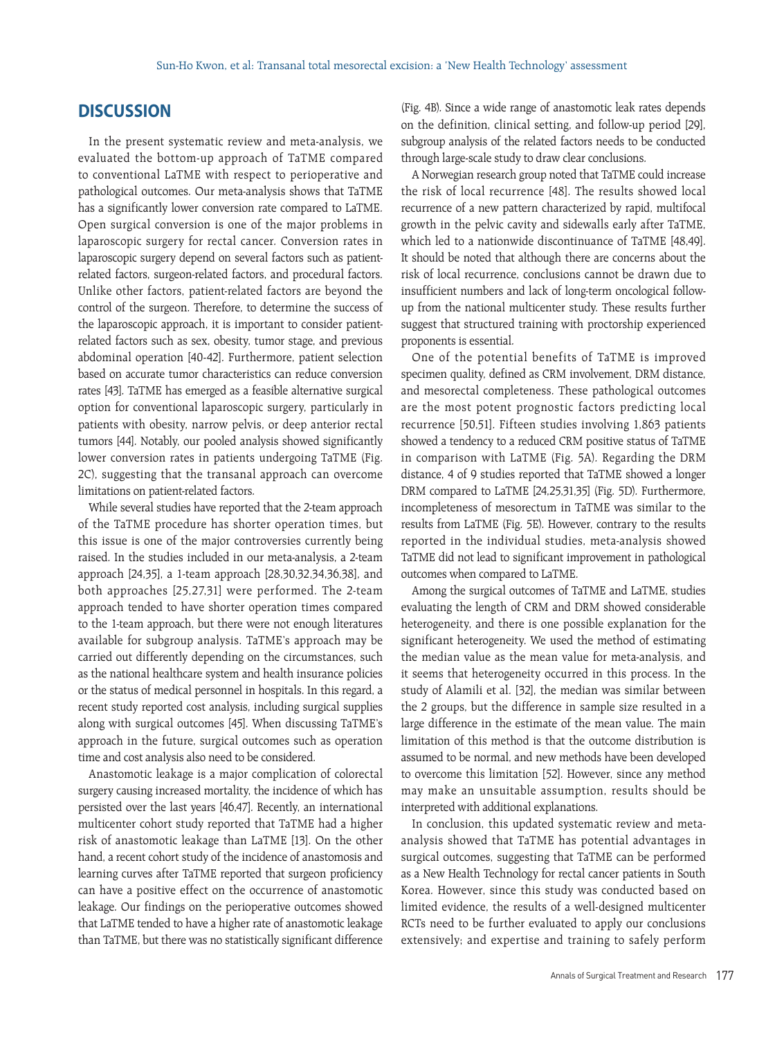## DISCUSSION

In the present systematic review and meta-analysis, we evaluated the bottom-up approach of TaTME compared to conventional LaTME with respect to perioperative and pathological outcomes. Our meta-analysis shows that TaTME has a significantly lower conversion rate compared to LaTME. Open surgical conversion is one of the major problems in laparoscopic surgery for rectal cancer. Conversion rates in laparoscopic surgery depend on several factors such as patient-related factors, surgeon-related factors, and procedural factors. Unlike other factors, patient-related factors are beyond the control of the surgeon. Therefore, to determine the success of the laparoscopic approach, it is important to consider patient-related factors such as sex, obesity, tumor stage, and previous abdominal operation [40-42]. Furthermore, patient selection based on accurate tumor characteristics can reduce conversion rates [43]. TaTME has emerged as a feasible alternative surgical option for conventional laparoscopic surgery, particularly in patients with obesity, narrow pelvis, or deep anterior rectal tumors [44]. Notably, our pooled analysis showed significantly lower conversion rates in patients undergoing TaTME (Fig. 2C), suggesting that the transanal approach can overcome limitations on patient-related factors.

While several studies have reported that the 2-team approach of the TaTME procedure has shorter operation times, but this issue is one of the major controversies currently being raised. In the studies included in our meta-analysis, a 2-team approach [24,35], a 1-team approach [28,30,32,34,36,38], and both approaches [25,27,31] were performed. The 2-team approach tended to have shorter operation times compared to the 1-team approach, but there were not enough literatures available for subgroup analysis. TaTME's approach may be carried out differently depending on the circumstances, such as the national healthcare system and health insurance policies or the status of medical personnel in hospitals. In this regard, a recent study reported cost analysis, including surgical supplies along with surgical outcomes [45]. When discussing TaTME's approach in the future, surgical outcomes such as operation time and cost analysis also need to be considered.

Anastomotic leakage is a major complication of colorectal surgery causing increased mortality, the incidence of which has persisted over the last years [46,47]. Recently, an international multicenter cohort study reported that TaTME had a higher risk of anastomotic leakage than LaTME [13]. On the other hand, a recent cohort study of the incidence of anastomosis and learning curves after TaTME reported that surgeon proficiency can have a positive effect on the occurrence of anastomotic leakage. Our findings on the perioperative outcomes showed that LaTME tended to have a higher rate of anastomotic leakage than TaTME, but there was no statistically significant difference (Fig. 4B). Since a wide range of anastomotic leak rates depends on the definition, clinical setting, and follow-up period [29], subgroup analysis of the related factors needs to be conducted through large-scale study to draw clear conclusions.

A Norwegian research group noted that TaTME could increase the risk of local recurrence [48]. The results showed local recurrence of a new pattern characterized by rapid, multifocal growth in the pelvic cavity and sidewalls early after TaTME, which led to a nationwide discontinuance of TaTME [48,49]. It should be noted that although there are concerns about the risk of local recurrence, conclusions cannot be drawn due to insufficient numbers and lack of long-term oncological follow-up from the national multicenter study. These results further suggest that structured training with proctorship experienced proponents is essential.

One of the potential benefits of TaTME is improved specimen quality, defined as CRM involvement, DRM distance, and mesorectal completeness. These pathological outcomes are the most potent prognostic factors predicting local recurrence [50,51]. Fifteen studies involving 1,863 patients showed a tendency to a reduced CRM positive status of TaTME in comparison with LaTME (Fig. 5A). Regarding the DRM distance, 4 of 9 studies reported that TaTME showed a longer DRM compared to LaTME [24,25,31,35] (Fig. 5D). Furthermore, incompleteness of mesorectum in TaTME was similar to the results from LaTME (Fig. 5E). However, contrary to the results reported in the individual studies, meta-analysis showed TaTME did not lead to significant improvement in pathological outcomes when compared to LaTME.

Among the surgical outcomes of TaTME and LaTME, studies evaluating the length of CRM and DRM showed considerable heterogeneity, and there is one possible explanation for the significant heterogeneity. We used the method of estimating the median value as the mean value for meta-analysis, and it seems that heterogeneity occurred in this process. In the study of Alamili et al. [32], the median was similar between the 2 groups, but the difference in sample size resulted in a large difference in the estimate of the mean value. The main limitation of this method is that the outcome distribution is assumed to be normal, and new methods have been developed to overcome this limitation [52]. However, since any method may make an unsuitable assumption, results should be interpreted with additional explanations.

In conclusion, this updated systematic review and meta-analysis showed that TaTME has potential advantages in surgical outcomes, suggesting that TaTME can be performed as a New Health Technology for rectal cancer patients in South Korea. However, since this study was conducted based on limited evidence, the results of a well-designed multicenter RCTs need to be further evaluated to apply our conclusions extensively; and expertise and training to safely perform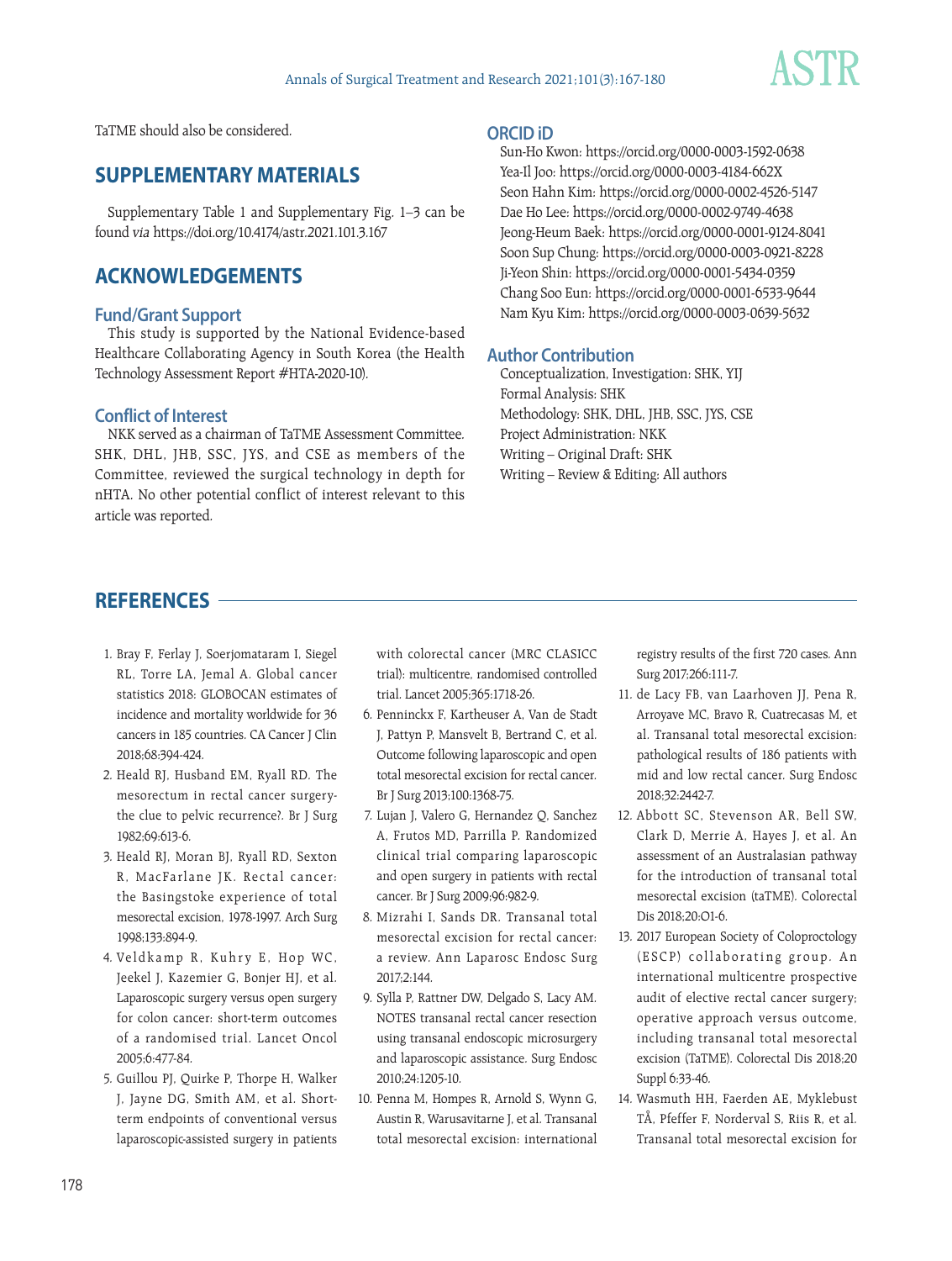TaTME should also be considered.

## SUPPLEMENTARY MATERIALS

Supplementary Table 1 and Supplementary Fig. 1–3 can be found *via* https://doi.org/10.4174/astr.2021.101.3.167

## ACKNOWLEDGEMENTS

### Fund/Grant Support

This study is supported by the National Evidence-based Healthcare Collaborating Agency in South Korea (the Health Technology Assessment Report #HTA-2020-10).

### Conflict of Interest

NKK served as a chairman of TaTME Assessment Committee. SHK, DHL, JHB, SSC, JYS, and CSE as members of the Committee, reviewed the surgical technology in depth for nHTA. No other potential conflict of interest relevant to this article was reported.

### ORCID iD

Sun-Ho Kwon: https://orcid.org/0000-0003-1592-0638
Yea-Il Joo: https://orcid.org/0000-0003-4184-662X
Seon Hahn Kim: https://orcid.org/0000-0002-4526-5147
Dae Ho Lee: https://orcid.org/0000-0002-9749-4638
Jeong-Heum Baek: https://orcid.org/0000-0001-9124-8041
Soon Sup Chung: https://orcid.org/0000-0003-0921-8228
Ji-Yeon Shin: https://orcid.org/0000-0001-5434-0359
Chang Soo Eun: https://orcid.org/0000-0001-6533-9644
Nam Kyu Kim: https://orcid.org/0000-0003-0639-5632

### Author Contribution

Conceptualization, Investigation: SHK, YIJ
Formal Analysis: SHK
Methodology: SHK, DHL, JHB, SSC, JYS, CSE
Project Administration: NKK
Writing – Original Draft: SHK
Writing – Review & Editing: All authors

## REFERENCES

1. Bray F, Ferlay J, Soerjomataram I, Siegel RL, Torre LA, Jemal A. Global cancer statistics 2018: GLOBOCAN estimates of incidence and mortality worldwide for 36 cancers in 185 countries. CA Cancer J Clin 2018;68:394-424.
2. Heald RJ, Husband EM, Ryall RD. The mesorectum in rectal cancer surgery-the clue to pelvic recurrence?. Br J Surg 1982;69:613-6.
3. Heald RJ, Moran BJ, Ryall RD, Sexton R, MacFarlane JK. Rectal cancer: the Basingstoke experience of total mesorectal excision, 1978-1997. Arch Surg 1998;133:894-9.
4. Veldkamp R, Kuhry E, Hop WC, Jeekel J, Kazemier G, Bonjer HJ, et al. Laparoscopic surgery versus open surgery for colon cancer: short-term outcomes of a randomised trial. Lancet Oncol 2005;6:477-84.
5. Guillou PJ, Quirke P, Thorpe H, Walker J, Jayne DG, Smith AM, et al. Short-term endpoints of conventional versus laparoscopic-assisted surgery in patients with colorectal cancer (MRC CLASICC trial): multicentre, randomised controlled trial. Lancet 2005;365:1718-26.
6. Penninckx F, Kartheuser A, Van de Stadt J, Pattyn P, Mansvelt B, Bertrand C, et al. Outcome following laparoscopic and open total mesorectal excision for rectal cancer. Br J Surg 2013;100:1368-75.
7. Lujan J, Valero G, Hernandez Q, Sanchez A, Frutos MD, Parrilla P. Randomized clinical trial comparing laparoscopic and open surgery in patients with rectal cancer. Br J Surg 2009;96:982-9.
8. Mizrahi I, Sands DR. Transanal total mesorectal excision for rectal cancer: a review. Ann Laparosc Endosc Surg 2017;2:144.
9. Sylla P, Rattner DW, Delgado S, Lacy AM. NOTES transanal rectal cancer resection using transanal endoscopic microsurgery and laparoscopic assistance. Surg Endosc 2010;24:1205-10.
10. Penna M, Hompes R, Arnold S, Wynn G, Austin R, Warusavitarne J, et al. Transanal total mesorectal excision: international registry results of the first 720 cases. Ann Surg 2017;266:111-7.
11. de Lacy FB, van Laarhoven JJ, Pena R, Arroyave MC, Bravo R, Cuatrecasas M, et al. Transanal total mesorectal excision: pathological results of 186 patients with mid and low rectal cancer. Surg Endosc 2018;32:2442-7.
12. Abbott SC, Stevenson AR, Bell SW, Clark D, Merrie A, Hayes J, et al. An assessment of an Australasian pathway for the introduction of transanal total mesorectal excision (taTME). Colorectal Dis 2018;20:O1-6.
13. 2017 European Society of Coloproctology (ESCP) collaborating group. An international multicentre prospective audit of elective rectal cancer surgery; operative approach versus outcome, including transanal total mesorectal excision (TaTME). Colorectal Dis 2018;20 Suppl 6:33-46.
14. Wasmuth HH, Faerden AE, Myklebust TÅ, Pfeffer F, Norderval S, Riis R, et al. Transanal total mesorectal excision for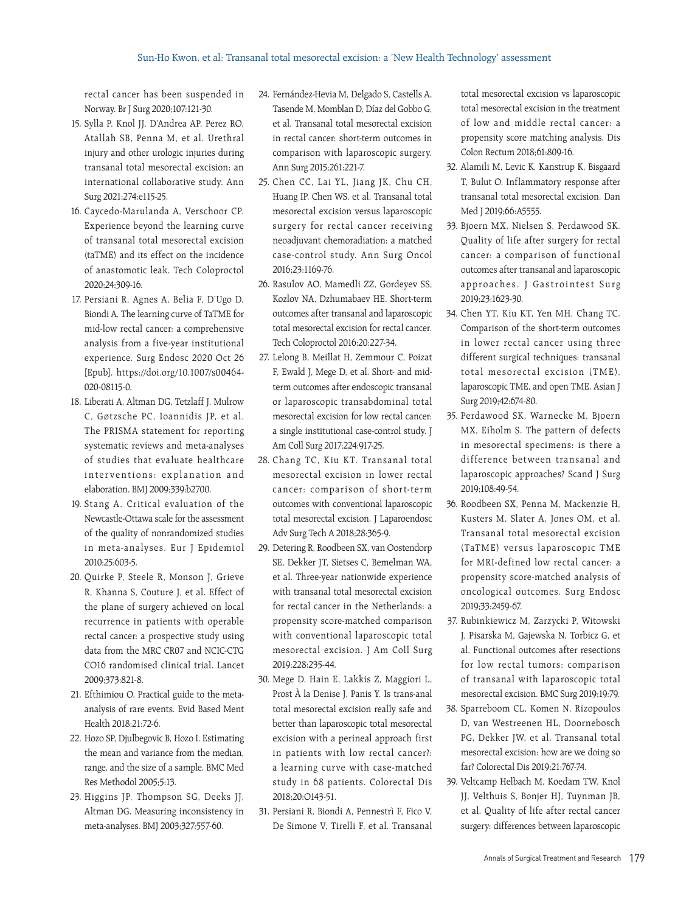rectal cancer has been suspended in Norway. Br J Surg 2020;107:121-30.

15. Sylla P, Knol JJ, D'Andrea AP, Perez RO, Atallah SB, Penna M, et al. Urethral injury and other urologic injuries during transanal total mesorectal excision: an international collaborative study. Ann Surg 2021;274:e115-25.
16. Caycedo-Marulanda A, Verschoor CP. Experience beyond the learning curve of transanal total mesorectal excision (taTME) and its effect on the incidence of anastomotic leak. Tech Coloproctol 2020;24:309-16.
17. Persiani R, Agnes A, Belia F, D'Ugo D, Biondi A. The learning curve of TaTME for mid-low rectal cancer: a comprehensive analysis from a five-year institutional experience. Surg Endosc 2020 Oct 26 [Epub]. https://doi.org/10.1007/s00464-020-08115-0.
18. Liberati A, Altman DG, Tetzlaff J, Mulrow C, Gøtzsche PC, Ioannidis JP, et al. The PRISMA statement for reporting systematic reviews and meta-analyses of studies that evaluate healthcare interventions: explanation and elaboration. BMJ 2009;339:b2700.
19. Stang A. Critical evaluation of the Newcastle-Ottawa scale for the assessment of the quality of nonrandomized studies in meta-analyses. Eur J Epidemiol 2010;25:603-5.
20. Quirke P, Steele R, Monson J, Grieve R, Khanna S, Couture J, et al. Effect of the plane of surgery achieved on local recurrence in patients with operable rectal cancer: a prospective study using data from the MRC CR07 and NCIC-CTG CO16 randomised clinical trial. Lancet 2009;373:821-8.
21. Efthimiou O. Practical guide to the meta-analysis of rare events. Evid Based Ment Health 2018;21:72-6.
22. Hozo SP, Djulbegovic B, Hozo I. Estimating the mean and variance from the median, range, and the size of a sample. BMC Med Res Methodol 2005;5:13.
23. Higgins JP, Thompson SG, Deeks JJ, Altman DG. Measuring inconsistency in meta-analyses. BMJ 2003;327:557-60.
24. Fernández-Hevia M, Delgado S, Castells A, Tasende M, Momblan D, Díaz del Gobbo G, et al. Transanal total mesorectal excision in rectal cancer: short-term outcomes in comparison with laparoscopic surgery. Ann Surg 2015;261:221-7.
25. Chen CC, Lai YL, Jiang JK, Chu CH, Huang IP, Chen WS, et al. Transanal total mesorectal excision versus laparoscopic surgery for rectal cancer receiving neoadjuvant chemoradiation: a matched case-control study. Ann Surg Oncol 2016;23:1169-76.
26. Rasulov AO, Mamedli ZZ, Gordeyev SS, Kozlov NA, Dzhumabaev HE. Short-term outcomes after transanal and laparoscopic total mesorectal excision for rectal cancer. Tech Coloproctol 2016;20:227-34.
27. Lelong B, Meillat H, Zemmour C, Poizat F, Ewald J, Mege D, et al. Short- and mid-term outcomes after endoscopic transanal or laparoscopic transabdominal total mesorectal excision for low rectal cancer: a single institutional case-control study. J Am Coll Surg 2017;224:917-25.
28. Chang TC, Kiu KT. Transanal total mesorectal excision in lower rectal cancer: comparison of short-term outcomes with conventional laparoscopic total mesorectal excision. J Laparoendosc Adv Surg Tech A 2018;28:365-9.
29. Detering R, Roodbeen SX, van Oostendorp SE, Dekker JT, Sietses C, Bemelman WA, et al. Three-year nationwide experience with transanal total mesorectal excision for rectal cancer in the Netherlands: a propensity score-matched comparison with conventional laparoscopic total mesorectal excision. J Am Coll Surg 2019;228:235-44.
30. Mege D, Hain E, Lakkis Z, Maggiori L, Prost À la Denise J, Panis Y. Is trans-anal total mesorectal excision really safe and better than laparoscopic total mesorectal excision with a perineal approach first in patients with low rectal cancer?: a learning curve with case-matched study in 68 patients. Colorectal Dis 2018;20:O143-51.
31. Persiani R, Biondi A, Pennestrì F, Fico V, De Simone V, Tirelli F, et al. Transanal total mesorectal excision vs laparoscopic total mesorectal excision in the treatment of low and middle rectal cancer: a propensity score matching analysis. Dis Colon Rectum 2018;61:809-16.
32. Alamili M, Levic K, Kanstrup K, Bisgaard T, Bulut O. Inflammatory response after transanal total mesorectal excision. Dan Med J 2019;66:A5555.
33. Bjoern MX, Nielsen S, Perdawood SK. Quality of life after surgery for rectal cancer: a comparison of functional outcomes after transanal and laparoscopic approaches. J Gastrointest Surg 2019;23:1623-30.
34. Chen YT, Kiu KT, Yen MH, Chang TC. Comparison of the short-term outcomes in lower rectal cancer using three different surgical techniques: transanal total mesorectal excision (TME), laparoscopic TME, and open TME. Asian J Surg 2019;42:674-80.
35. Perdawood SK, Warnecke M, Bjoern MX, Eiholm S. The pattern of defects in mesorectal specimens: is there a difference between transanal and laparoscopic approaches? Scand J Surg 2019;108:49-54.
36. Roodbeen SX, Penna M, Mackenzie H, Kusters M, Slater A, Jones OM, et al. Transanal total mesorectal excision (TaTME) versus laparoscopic TME for MRI-defined low rectal cancer: a propensity score-matched analysis of oncological outcomes. Surg Endosc 2019;33:2459-67.
37. Rubinkiewicz M, Zarzycki P, Witowski J, Pisarska M, Gajewska N, Torbicz G, et al. Functional outcomes after resections for low rectal tumors: comparison of transanal with laparoscopic total mesorectal excision. BMC Surg 2019;19:79.
38. Sparreboom CL, Komen N, Rizopoulos D, van Westreenen HL, Doornebosch PG, Dekker JW, et al. Transanal total mesorectal excision: how are we doing so far? Colorectal Dis 2019;21:767-74.
39. Veltcamp Helbach M, Koedam TW, Knol JJ, Velthuis S, Bonjer HJ, Tuynman JB, et al. Quality of life after rectal cancer surgery: differences between laparoscopic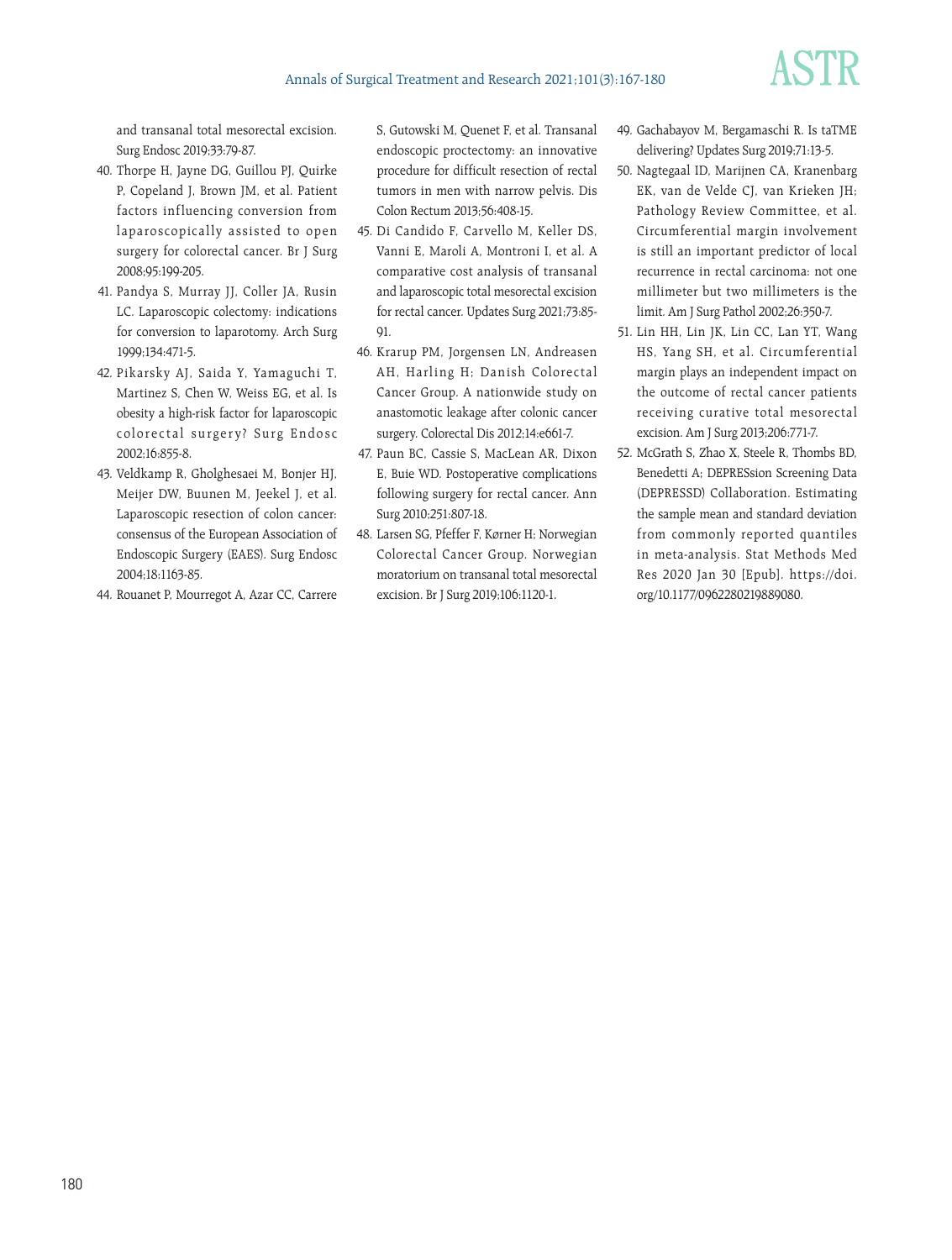and transanal total mesorectal excision. Surg Endosc 2019;33:79-87.

40. Thorpe H, Jayne DG, Guillou PJ, Quirke P, Copeland J, Brown JM, et al. Patient factors influencing conversion from laparoscopically assisted to open surgery for colorectal cancer. Br J Surg 2008;95:199-205.
41. Pandya S, Murray JJ, Coller JA, Rusin LC. Laparoscopic colectomy: indications for conversion to laparotomy. Arch Surg 1999;134:471-5.
42. Pikarsky AJ, Saida Y, Yamaguchi T, Martinez S, Chen W, Weiss EG, et al. Is obesity a high-risk factor for laparoscopic colorectal surgery? Surg Endosc 2002;16:855-8.
43. Veldkamp R, Gholghesaei M, Bonjer HJ, Meijer DW, Buunen M, Jeekel J, et al. Laparoscopic resection of colon cancer: consensus of the European Association of Endoscopic Surgery (EAES). Surg Endosc 2004;18:1163-85.
44. Rouanet P, Mourregot A, Azar CC, Carrere S, Gutowski M, Quenet F, et al. Transanal endoscopic proctectomy: an innovative procedure for difficult resection of rectal tumors in men with narrow pelvis. Dis Colon Rectum 2013;56:408-15.
45. Di Candido F, Carvello M, Keller DS, Vanni E, Maroli A, Montroni I, et al. A comparative cost analysis of transanal and laparoscopic total mesorectal excision for rectal cancer. Updates Surg 2021;73:85-91.
46. Krarup PM, Jorgensen LN, Andreasen AH, Harling H; Danish Colorectal Cancer Group. A nationwide study on anastomotic leakage after colonic cancer surgery. Colorectal Dis 2012;14:e661-7.
47. Paun BC, Cassie S, MacLean AR, Dixon E, Buie WD. Postoperative complications following surgery for rectal cancer. Ann Surg 2010;251:807-18.
48. Larsen SG, Pfeffer F, Kørner H; Norwegian Colorectal Cancer Group. Norwegian moratorium on transanal total mesorectal excision. Br J Surg 2019;106:1120-1.
49. Gachabayov M, Bergamaschi R. Is taTME delivering? Updates Surg 2019;71:13-5.
50. Nagtegaal ID, Marijnen CA, Kranenbarg EK, van de Velde CJ, van Krieken JH; Pathology Review Committee, et al. Circumferential margin involvement is still an important predictor of local recurrence in rectal carcinoma: not one millimeter but two millimeters is the limit. Am J Surg Pathol 2002;26:350-7.
51. Lin HH, Lin JK, Lin CC, Lan YT, Wang HS, Yang SH, et al. Circumferential margin plays an independent impact on the outcome of rectal cancer patients receiving curative total mesorectal excision. Am J Surg 2013;206:771-7.
52. McGrath S, Zhao X, Steele R, Thombs BD, Benedetti A; DEPRESsion Screening Data (DEPRESSD) Collaboration. Estimating the sample mean and standard deviation from commonly reported quantiles in meta-analysis. Stat Methods Med Res 2020 Jan 30 [Epub]. https://doi.org/10.1177/0962280219889080.